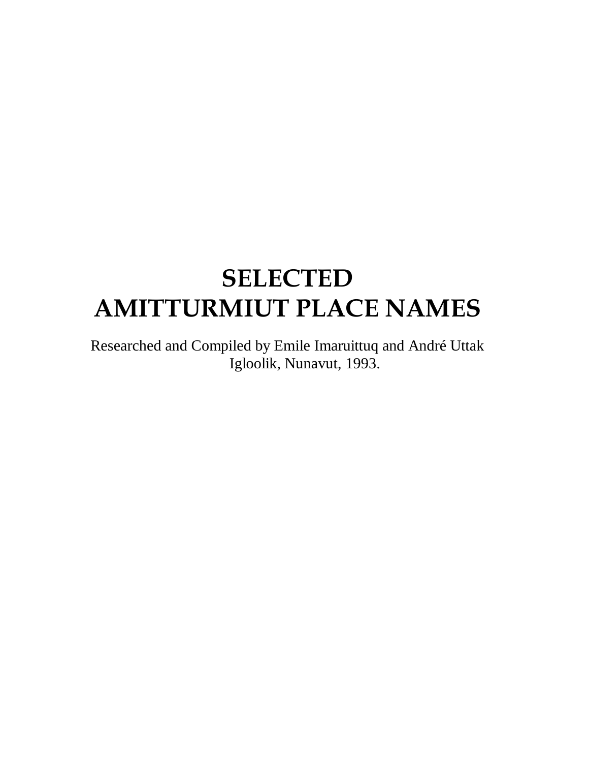# SELECTED AMITTURMIUT PLACE NAMES

Researched and Compiled by Emile Imaruittuq and André Uttak
Igloolik, Nunavut, 1993.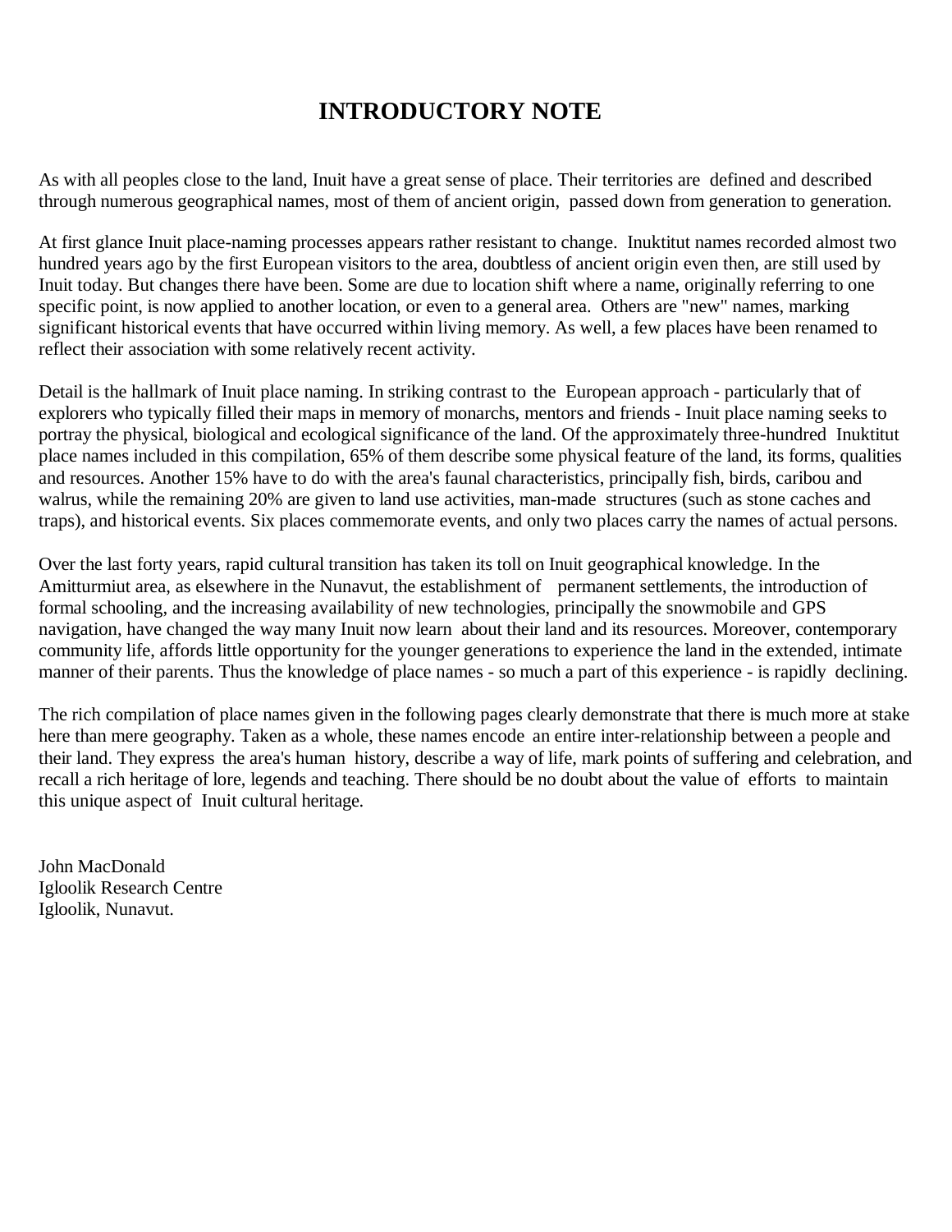# INTRODUCTORY NOTE

As with all peoples close to the land, Inuit have a great sense of place. Their territories are defined and described through numerous geographical names, most of them of ancient origin, passed down from generation to generation.

At first glance Inuit place-naming processes appears rather resistant to change. Inuktitut names recorded almost two hundred years ago by the first European visitors to the area, doubtless of ancient origin even then, are still used by Inuit today. But changes there have been. Some are due to location shift where a name, originally referring to one specific point, is now applied to another location, or even to a general area. Others are "new" names, marking significant historical events that have occurred within living memory. As well, a few places have been renamed to reflect their association with some relatively recent activity.

Detail is the hallmark of Inuit place naming. In striking contrast to the European approach - particularly that of explorers who typically filled their maps in memory of monarchs, mentors and friends - Inuit place naming seeks to portray the physical, biological and ecological significance of the land. Of the approximately three-hundred Inuktitut place names included in this compilation, 65% of them describe some physical feature of the land, its forms, qualities and resources. Another 15% have to do with the area's faunal characteristics, principally fish, birds, caribou and walrus, while the remaining 20% are given to land use activities, man-made structures (such as stone caches and traps), and historical events. Six places commemorate events, and only two places carry the names of actual persons.

Over the last forty years, rapid cultural transition has taken its toll on Inuit geographical knowledge. In the Amitturmiut area, as elsewhere in the Nunavut, the establishment of permanent settlements, the introduction of formal schooling, and the increasing availability of new technologies, principally the snowmobile and GPS navigation, have changed the way many Inuit now learn about their land and its resources. Moreover, contemporary community life, affords little opportunity for the younger generations to experience the land in the extended, intimate manner of their parents. Thus the knowledge of place names - so much a part of this experience - is rapidly declining.

The rich compilation of place names given in the following pages clearly demonstrate that there is much more at stake here than mere geography. Taken as a whole, these names encode an entire inter-relationship between a people and their land. They express the area's human history, describe a way of life, mark points of suffering and celebration, and recall a rich heritage of lore, legends and teaching. There should be no doubt about the value of efforts to maintain this unique aspect of Inuit cultural heritage.

John MacDonald
Igloolik Research Centre
Igloolik, Nunavut.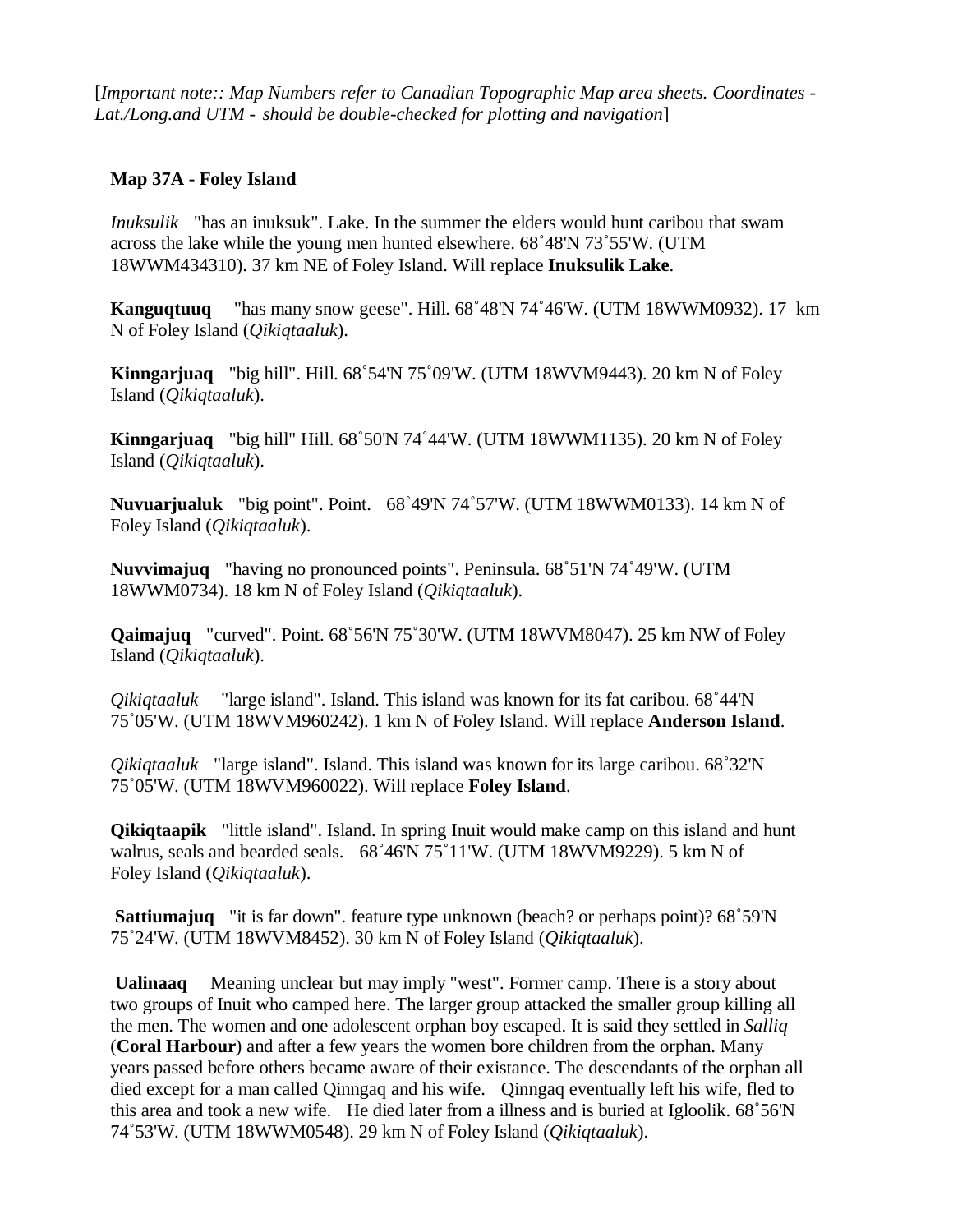[*Important note:: Map Numbers refer to Canadian Topographic Map area sheets. Coordinates - Lat./Long.and UTM - should be double-checked for plotting and navigation*]

**Map 37A - Foley Island**

*Inuksulik* "has an inuksuk". Lake. In the summer the elders would hunt caribou that swam across the lake while the young men hunted elsewhere. 68˚48'N 73˚55'W. (UTM 18WWM434310). 37 km NE of Foley Island. Will replace **Inuksulik Lake**.

**Kanguqtuuq** "has many snow geese". Hill. 68˚48'N 74˚46'W. (UTM 18WWM0932). 17 km N of Foley Island (*Qikiqtaaluk*).

**Kinngarjuaq** "big hill". Hill. 68˚54'N 75˚09'W. (UTM 18WVM9443). 20 km N of Foley Island (*Qikiqtaaluk*).

**Kinngarjuaq** "big hill" Hill. 68˚50'N 74˚44'W. (UTM 18WWM1135). 20 km N of Foley Island (*Qikiqtaaluk*).

**Nuvuarjualuk** "big point". Point. 68˚49'N 74˚57'W. (UTM 18WWM0133). 14 km N of Foley Island (*Qikiqtaaluk*).

**Nuvvimajuq** "having no pronounced points". Peninsula. 68˚51'N 74˚49'W. (UTM 18WWM0734). 18 km N of Foley Island (*Qikiqtaaluk*).

**Qaimajuq** "curved". Point. 68˚56'N 75˚30'W. (UTM 18WVM8047). 25 km NW of Foley Island (*Qikiqtaaluk*).

*Qikiqtaaluk* "large island". Island. This island was known for its fat caribou. 68˚44'N 75˚05'W. (UTM 18WVM960242). 1 km N of Foley Island. Will replace **Anderson Island**.

*Qikiqtaaluk* "large island". Island. This island was known for its large caribou. 68˚32'N 75˚05'W. (UTM 18WVM960022). Will replace **Foley Island**.

**Qikiqtaapik** "little island". Island. In spring Inuit would make camp on this island and hunt walrus, seals and bearded seals. 68˚46'N 75˚11'W. (UTM 18WVM9229). 5 km N of Foley Island (*Qikiqtaaluk*).

**Sattiumajuq** "it is far down". feature type unknown (beach? or perhaps point)? 68˚59'N 75˚24'W. (UTM 18WVM8452). 30 km N of Foley Island (*Qikiqtaaluk*).

**Ualinaaq** Meaning unclear but may imply "west". Former camp. There is a story about two groups of Inuit who camped here. The larger group attacked the smaller group killing all the men. The women and one adolescent orphan boy escaped. It is said they settled in *Salliq* (**Coral Harbour**) and after a few years the women bore children from the orphan. Many years passed before others became aware of their existance. The descendants of the orphan all died except for a man called Qinngaq and his wife. Qinngaq eventually left his wife, fled to this area and took a new wife. He died later from a illness and is buried at Igloolik. 68˚56'N 74˚53'W. (UTM 18WWM0548). 29 km N of Foley Island (*Qikiqtaaluk*).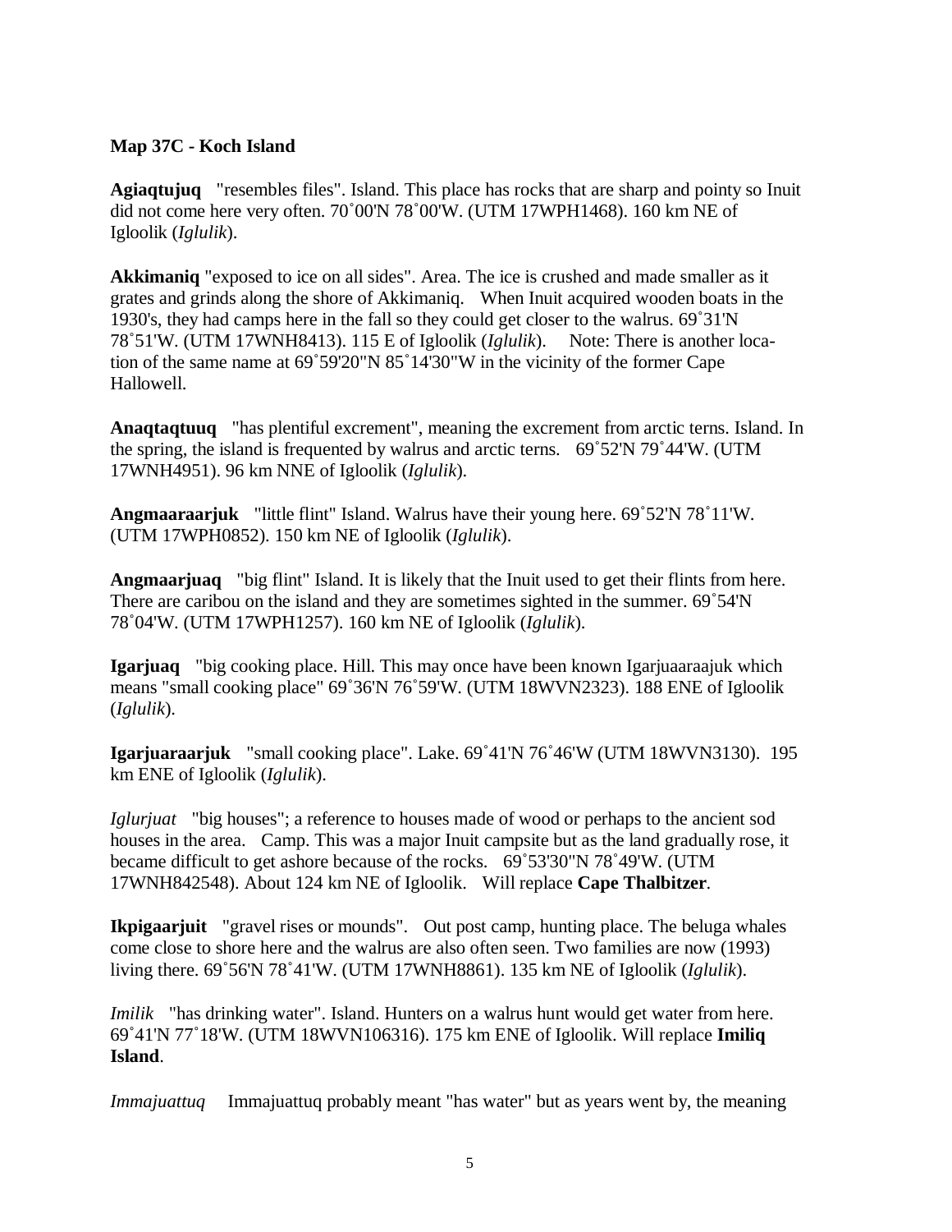**Map 37C - Koch Island**

**Agiaqtujuq** "resembles files". Island. This place has rocks that are sharp and pointy so Inuit did not come here very often. 70˚00'N 78˚00'W. (UTM 17WPH1468). 160 km NE of Igloolik (*Iglulik*).

**Akkimaniq** "exposed to ice on all sides". Area. The ice is crushed and made smaller as it grates and grinds along the shore of Akkimaniq. When Inuit acquired wooden boats in the 1930's, they had camps here in the fall so they could get closer to the walrus. 69˚31'N 78˚51'W. (UTM 17WNH8413). 115 E of Igloolik (*Iglulik*). Note: There is another location of the same name at 69˚59'20"N 85˚14'30"W in the vicinity of the former Cape Hallowell.

**Anaqtaqtuuq** "has plentiful excrement", meaning the excrement from arctic terns. Island. In the spring, the island is frequented by walrus and arctic terns. 69˚52'N 79˚44'W. (UTM 17WNH4951). 96 km NNE of Igloolik (*Iglulik*).

**Angmaaraarjuk** "little flint" Island. Walrus have their young here. 69˚52'N 78˚11'W. (UTM 17WPH0852). 150 km NE of Igloolik (*Iglulik*).

**Angmaarjuaq** "big flint" Island. It is likely that the Inuit used to get their flints from here. There are caribou on the island and they are sometimes sighted in the summer. 69˚54'N 78˚04'W. (UTM 17WPH1257). 160 km NE of Igloolik (*Iglulik*).

**Igarjuaq** "big cooking place. Hill. This may once have been known Igarjuaaraajuk which means "small cooking place" 69˚36'N 76˚59'W. (UTM 18WVN2323). 188 ENE of Igloolik (*Iglulik*).

**Igarjuaraarjuk** "small cooking place". Lake. 69˚41'N 76˚46'W (UTM 18WVN3130). 195 km ENE of Igloolik (*Iglulik*).

*Iglurjuat* "big houses"; a reference to houses made of wood or perhaps to the ancient sod houses in the area. Camp. This was a major Inuit campsite but as the land gradually rose, it became difficult to get ashore because of the rocks. 69˚53'30"N 78˚49'W. (UTM 17WNH842548). About 124 km NE of Igloolik. Will replace **Cape Thalbitzer**.

**Ikpigaarjuit** "gravel rises or mounds". Out post camp, hunting place. The beluga whales come close to shore here and the walrus are also often seen. Two families are now (1993) living there. 69˚56'N 78˚41'W. (UTM 17WNH8861). 135 km NE of Igloolik (*Iglulik*).

*Imilik* "has drinking water". Island. Hunters on a walrus hunt would get water from here. 69˚41'N 77˚18'W. (UTM 18WVN106316). 175 km ENE of Igloolik. Will replace **Imiliq Island**.

*Immajuattuq* Immajuattuq probably meant "has water" but as years went by, the meaning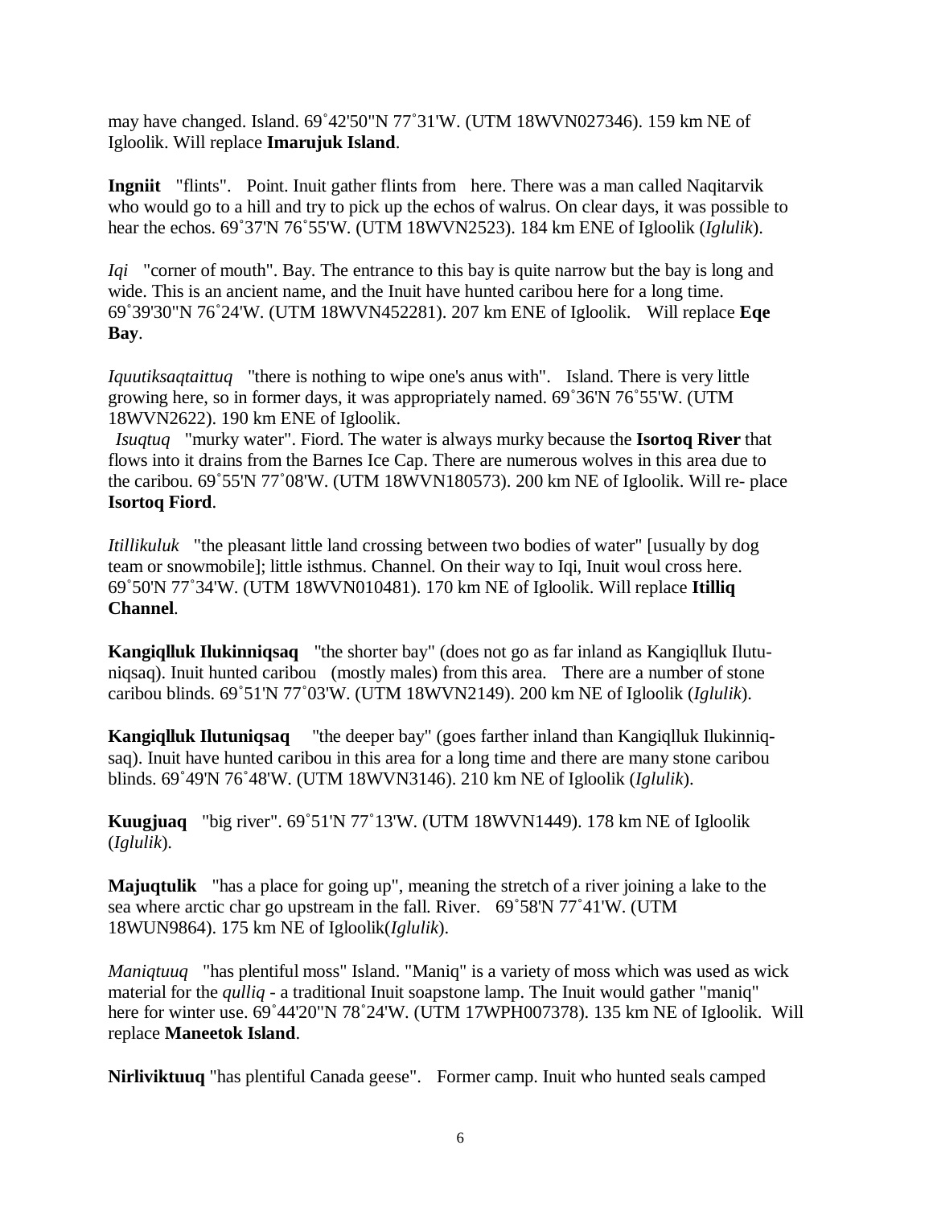may have changed. Island. 69˚42'50"N 77˚31'W. (UTM 18WVN027346). 159 km NE of Igloolik. Will replace **Imarujuk Island**.

**Ingniit** "flints". Point. Inuit gather flints from here. There was a man called Naqitarvik who would go to a hill and try to pick up the echos of walrus. On clear days, it was possible to hear the echos. 69˚37'N 76˚55'W. (UTM 18WVN2523). 184 km ENE of Igloolik (*Iglulik*).

*Iqi* "corner of mouth". Bay. The entrance to this bay is quite narrow but the bay is long and wide. This is an ancient name, and the Inuit have hunted caribou here for a long time. 69˚39'30"N 76˚24'W. (UTM 18WVN452281). 207 km ENE of Igloolik. Will replace **Eqe Bay**.

*Iquutiksaqtaittuq* "there is nothing to wipe one's anus with". Island. There is very little growing here, so in former days, it was appropriately named. 69˚36'N 76˚55'W. (UTM 18WVN2622). 190 km ENE of Igloolik.

*Isuqtuq* "murky water". Fiord. The water is always murky because the **Isortoq River** that flows into it drains from the Barnes Ice Cap. There are numerous wolves in this area due to the caribou. 69˚55'N 77˚08'W. (UTM 18WVN180573). 200 km NE of Igloolik. Will re- place **Isortoq Fiord**.

*Itillikuluk* "the pleasant little land crossing between two bodies of water" [usually by dog team or snowmobile]; little isthmus. Channel. On their way to Iqi, Inuit woul cross here. 69˚50'N 77˚34'W. (UTM 18WVN010481). 170 km NE of Igloolik. Will replace **Itilliq Channel**.

**Kangiqlluk Ilukinniqsaq** "the shorter bay" (does not go as far inland as Kangiqlluk Ilutu-niqsaq). Inuit hunted caribou (mostly males) from this area. There are a number of stone caribou blinds. 69˚51'N 77˚03'W. (UTM 18WVN2149). 200 km NE of Igloolik (*Iglulik*).

**Kangiqlluk Ilutuniqsaq** "the deeper bay" (goes farther inland than Kangiqlluk Ilukinniq-saq). Inuit have hunted caribou in this area for a long time and there are many stone caribou blinds. 69˚49'N 76˚48'W. (UTM 18WVN3146). 210 km NE of Igloolik (*Iglulik*).

**Kuugjuaq** "big river". 69˚51'N 77˚13'W. (UTM 18WVN1449). 178 km NE of Igloolik (*Iglulik*).

**Majuqtulik** "has a place for going up", meaning the stretch of a river joining a lake to the sea where arctic char go upstream in the fall. River. 69˚58'N 77˚41'W. (UTM 18WUN9864). 175 km NE of Igloolik(*Iglulik*).

*Maniqtuuq* "has plentiful moss" Island. "Maniq" is a variety of moss which was used as wick material for the *qulliq* - a traditional Inuit soapstone lamp. The Inuit would gather "maniq" here for winter use. 69˚44'20"N 78˚24'W. (UTM 17WPH007378). 135 km NE of Igloolik. Will replace **Maneetok Island**.

**Nirliviktuuq** "has plentiful Canada geese". Former camp. Inuit who hunted seals camped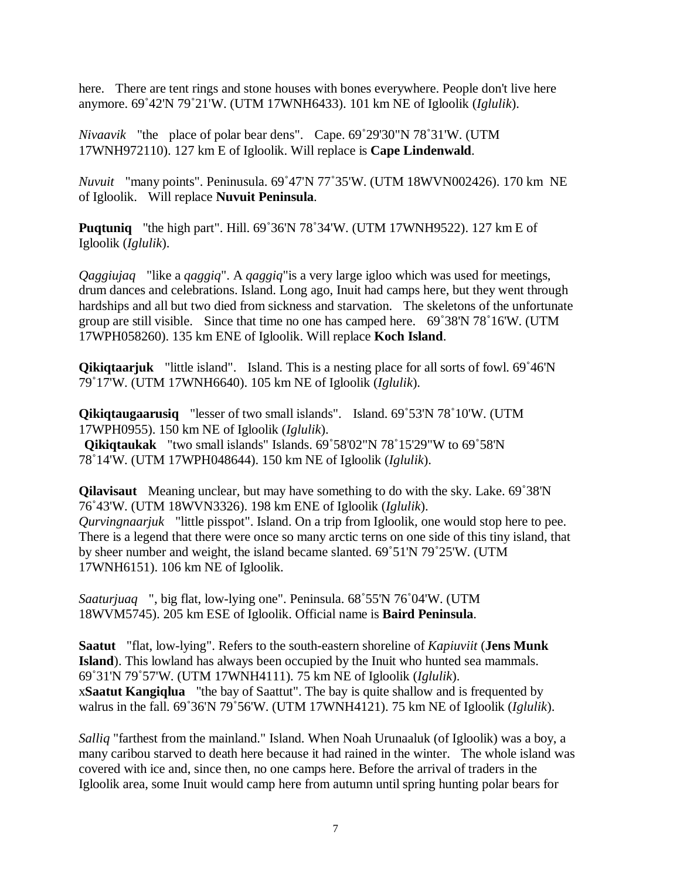here. There are tent rings and stone houses with bones everywhere. People don't live here anymore. 69˚42'N 79˚21'W. (UTM 17WNH6433). 101 km NE of Igloolik (*Iglulik*).

*Nivaavik* "the place of polar bear dens". Cape. 69˚29'30"N 78˚31'W. (UTM 17WNH972110). 127 km E of Igloolik. Will replace is **Cape Lindenwald**.

*Nuvuit* "many points". Peninusula. 69˚47'N 77˚35'W. (UTM 18WVN002426). 170 km NE of Igloolik. Will replace **Nuvuit Peninsula**.

**Puqtuniq** "the high part". Hill. 69˚36'N 78˚34'W. (UTM 17WNH9522). 127 km E of Igloolik (*Iglulik*).

*Qaggiujaq* "like a *qaggiq*". A *qaggiq*"is a very large igloo which was used for meetings, drum dances and celebrations. Island. Long ago, Inuit had camps here, but they went through hardships and all but two died from sickness and starvation. The skeletons of the unfortunate group are still visible. Since that time no one has camped here. 69˚38'N 78˚16'W. (UTM 17WPH058260). 135 km ENE of Igloolik. Will replace **Koch Island**.

**Qikiqtaarjuk** "little island". Island. This is a nesting place for all sorts of fowl. 69˚46'N 79˚17'W. (UTM 17WNH6640). 105 km NE of Igloolik (*Iglulik*).

**Qikiqtaugaarusiq** "lesser of two small islands". Island. 69˚53'N 78˚10'W. (UTM 17WPH0955). 150 km NE of Igloolik (*Iglulik*).
**Qikiqtaukak** "two small islands" Islands. 69˚58'02"N 78˚15'29"W to 69˚58'N 78˚14'W. (UTM 17WPH048644). 150 km NE of Igloolik (*Iglulik*).

**Qilavisaut** Meaning unclear, but may have something to do with the sky. Lake. 69˚38'N 76˚43'W. (UTM 18WVN3326). 198 km ENE of Igloolik (*Iglulik*).
*Qurvingnaarjuk* "little pisspot". Island. On a trip from Igloolik, one would stop here to pee. There is a legend that there were once so many arctic terns on one side of this tiny island, that by sheer number and weight, the island became slanted. 69˚51'N 79˚25'W. (UTM 17WNH6151). 106 km NE of Igloolik.

*Saaturjuaq* ", big flat, low-lying one". Peninsula. 68˚55'N 76˚04'W. (UTM 18WVM5745). 205 km ESE of Igloolik. Official name is **Baird Peninsula**.

**Saatut** "flat, low-lying". Refers to the south-eastern shoreline of *Kapiuviit* (**Jens Munk Island**). This lowland has always been occupied by the Inuit who hunted sea mammals. 69˚31'N 79˚57'W. (UTM 17WNH4111). 75 km NE of Igloolik (*Iglulik*).
x**Saatut Kangiqlua** "the bay of Saattut". The bay is quite shallow and is frequented by walrus in the fall. 69˚36'N 79˚56'W. (UTM 17WNH4121). 75 km NE of Igloolik (*Iglulik*).

*Salliq* "farthest from the mainland." Island. When Noah Urunaaluk (of Igloolik) was a boy, a many caribou starved to death here because it had rained in the winter. The whole island was covered with ice and, since then, no one camps here. Before the arrival of traders in the Igloolik area, some Inuit would camp here from autumn until spring hunting polar bears for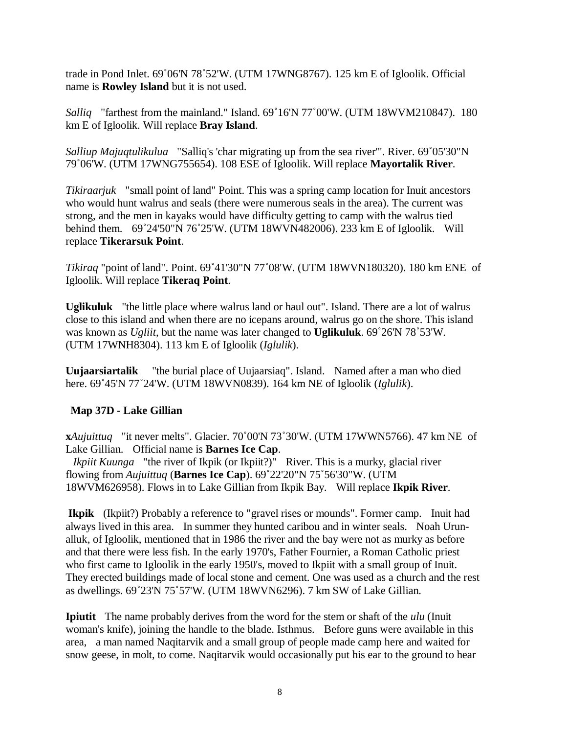trade in Pond Inlet. 69˚06'N 78˚52'W. (UTM 17WNG8767). 125 km E of Igloolik. Official name is **Rowley Island** but it is not used.

*Salliq* "farthest from the mainland." Island. 69˚16'N 77˚00'W. (UTM 18WVM210847). 180 km E of Igloolik. Will replace **Bray Island**.

*Salliup Majuqtulikulua* "Salliq's 'char migrating up from the sea river'". River. 69˚05'30"N 79˚06'W. (UTM 17WNG755654). 108 ESE of Igloolik. Will replace **Mayortalik River**.

*Tikiraarjuk* "small point of land" Point. This was a spring camp location for Inuit ancestors who would hunt walrus and seals (there were numerous seals in the area). The current was strong, and the men in kayaks would have difficulty getting to camp with the walrus tied behind them. 69˚24'50"N 76˚25'W. (UTM 18WVN482006). 233 km E of Igloolik. Will replace **Tikerarsuk Point**.

*Tikiraq* "point of land". Point. 69˚41'30"N 77˚08'W. (UTM 18WVN180320). 180 km ENE of Igloolik. Will replace **Tikeraq Point**.

**Uglikuluk** "the little place where walrus land or haul out". Island. There are a lot of walrus close to this island and when there are no icepans around, walrus go on the shore. This island was known as *Ugliit*, but the name was later changed to **Uglikuluk**. 69˚26'N 78˚53'W. (UTM 17WNH8304). 113 km E of Igloolik (*Iglulik*).

**Uujaarsiartalik** "the burial place of Uujaarsiaq". Island. Named after a man who died here. 69˚45'N 77˚24'W. (UTM 18WVN0839). 164 km NE of Igloolik (*Iglulik*).

### Map 37D - Lake Gillian

**x***Aujuittuq* "it never melts". Glacier. 70˚00'N 73˚30'W. (UTM 17WWN5766). 47 km NE of Lake Gillian. Official name is **Barnes Ice Cap**.

*Ikpiit Kuunga* "the river of Ikpik (or Ikpiit?)" River. This is a murky, glacial river flowing from *Aujuittuq* (**Barnes Ice Cap**). 69˚22'20"N 75˚56'30"W. (UTM 18WVM626958). Flows in to Lake Gillian from Ikpik Bay. Will replace **Ikpik River**.

**Ikpik** (Ikpiit?) Probably a reference to "gravel rises or mounds". Former camp. Inuit had always lived in this area. In summer they hunted caribou and in winter seals. Noah Urunalluk, of Igloolik, mentioned that in 1986 the river and the bay were not as murky as before and that there were less fish. In the early 1970's, Father Fournier, a Roman Catholic priest who first came to Igloolik in the early 1950's, moved to Ikpiit with a small group of Inuit. They erected buildings made of local stone and cement. One was used as a church and the rest as dwellings. 69˚23'N 75˚57'W. (UTM 18WVN6296). 7 km SW of Lake Gillian.

**Ipiutit** The name probably derives from the word for the stem or shaft of the *ulu* (Inuit woman's knife), joining the handle to the blade. Isthmus. Before guns were available in this area, a man named Naqitarvik and a small group of people made camp here and waited for snow geese, in molt, to come. Naqitarvik would occasionally put his ear to the ground to hear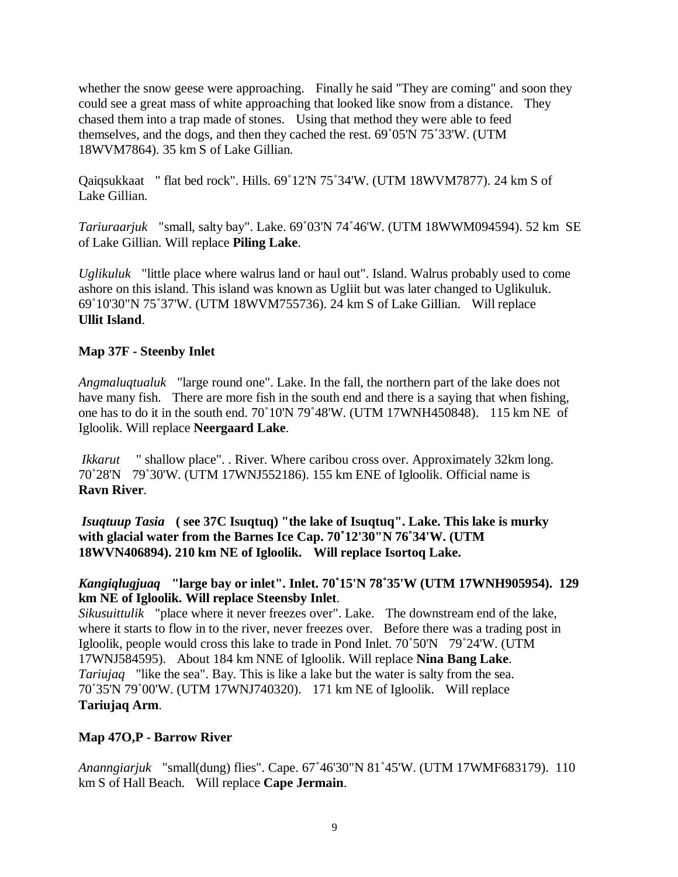whether the snow geese were approaching. Finally he said "They are coming" and soon they could see a great mass of white approaching that looked like snow from a distance. They chased them into a trap made of stones. Using that method they were able to feed themselves, and the dogs, and then they cached the rest. 69˚05'N 75˚33'W. (UTM 18WVM7864). 35 km S of Lake Gillian.

Qaiqsukkaat " flat bed rock". Hills. 69˚12'N 75˚34'W. (UTM 18WVM7877). 24 km S of Lake Gillian.

*Tariuraarjuk* "small, salty bay". Lake. 69˚03'N 74˚46'W. (UTM 18WWM094594). 52 km SE of Lake Gillian. Will replace **Piling Lake**.

*Uglikuluk* "little place where walrus land or haul out". Island. Walrus probably used to come ashore on this island. This island was known as Ugliit but was later changed to Uglikuluk. 69˚10'30"N 75˚37'W. (UTM 18WVM755736). 24 km S of Lake Gillian. Will replace **Ullit Island**.

**Map 37F - Steenby Inlet**

*Angmaluqtualuk* "large round one". Lake. In the fall, the northern part of the lake does not have many fish. There are more fish in the south end and there is a saying that when fishing, one has to do it in the south end. 70˚10'N 79˚48'W. (UTM 17WNH450848). 115 km NE of Igloolik. Will replace **Neergaard Lake**.

*Ikkarut* " shallow place". . River. Where caribou cross over. Approximately 32km long. 70˚28'N 79˚30'W. (UTM 17WNJ552186). 155 km ENE of Igloolik. Official name is **Ravn River**.

***Isuqtuup Tasia*** **( see 37C Isuqtuq) "the lake of Isuqtuq". Lake. This lake is murky with glacial water from the Barnes Ice Cap. 70˚12'30"N 76˚34'W. (UTM 18WVN406894). 210 km NE of Igloolik. Will replace Isortoq Lake.**

***Kangiqlugjuaq*** **"large bay or inlet". Inlet. 70˚15'N 78˚35'W (UTM 17WNH905954). 129 km NE of Igloolik. Will replace Steensby Inlet**.

*Sikusuittulik* "place where it never freezes over". Lake. The downstream end of the lake, where it starts to flow in to the river, never freezes over. Before there was a trading post in Igloolik, people would cross this lake to trade in Pond Inlet. 70˚50'N 79˚24'W. (UTM 17WNJ584595). About 184 km NNE of Igloolik. Will replace **Nina Bang Lake**.

*Tariujaq* "like the sea". Bay. This is like a lake but the water is salty from the sea. 70˚35'N 79˚00'W. (UTM 17WNJ740320). 171 km NE of Igloolik. Will replace **Tariujaq Arm**.

**Map 47O,P - Barrow River**

*Ananngiarjuk* "small(dung) flies". Cape. 67˚46'30"N 81˚45'W. (UTM 17WMF683179). 110 km S of Hall Beach. Will replace **Cape Jermain**.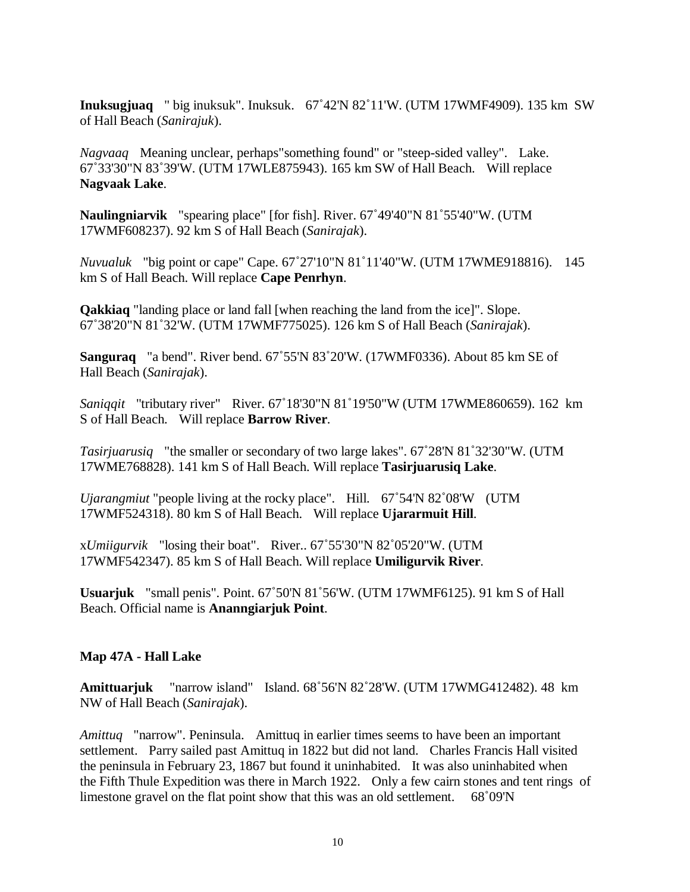**Inuksugjuaq** " big inuksuk". Inuksuk. 67˚42'N 82˚11'W. (UTM 17WMF4909). 135 km SW of Hall Beach (*Sanirajuk*).

*Nagvaaq* Meaning unclear, perhaps"something found" or "steep-sided valley". Lake. 67˚33'30"N 83˚39'W. (UTM 17WLE875943). 165 km SW of Hall Beach. Will replace **Nagvaak Lake**.

**Naulingniarvik** "spearing place" [for fish]. River. 67˚49'40"N 81˚55'40"W. (UTM 17WMF608237). 92 km S of Hall Beach (*Sanirajak*).

*Nuvualuk* "big point or cape" Cape. 67˚27'10"N 81˚11'40"W. (UTM 17WME918816). 145 km S of Hall Beach. Will replace **Cape Penrhyn**.

**Qakkiaq** "landing place or land fall [when reaching the land from the ice]". Slope. 67˚38'20"N 81˚32'W. (UTM 17WMF775025). 126 km S of Hall Beach (*Sanirajak*).

**Sanguraq** "a bend". River bend. 67˚55'N 83˚20'W. (17WMF0336). About 85 km SE of Hall Beach (*Sanirajak*).

*Saniqqit* "tributary river" River. 67˚18'30"N 81˚19'50"W (UTM 17WME860659). 162 km S of Hall Beach. Will replace **Barrow River**.

*Tasirjuarusiq* "the smaller or secondary of two large lakes". 67˚28'N 81˚32'30"W. (UTM 17WME768828). 141 km S of Hall Beach. Will replace **Tasirjuarusiq Lake**.

*Ujarangmiut* "people living at the rocky place". Hill. 67˚54'N 82˚08'W (UTM 17WMF524318). 80 km S of Hall Beach. Will replace **Ujararmuit Hill**.

x*Umiigurvik* "losing their boat". River.. 67˚55'30"N 82˚05'20"W. (UTM 17WMF542347). 85 km S of Hall Beach. Will replace **Umiligurvik River**.

**Usuarjuk** "small penis". Point. 67˚50'N 81˚56'W. (UTM 17WMF6125). 91 km S of Hall Beach. Official name is **Ananngiarjuk Point**.

### Map 47A - Hall Lake

**Amittuarjuk** "narrow island" Island. 68˚56'N 82˚28'W. (UTM 17WMG412482). 48 km NW of Hall Beach (*Sanirajak*).

*Amittuq* "narrow". Peninsula. Amittuq in earlier times seems to have been an important settlement. Parry sailed past Amittuq in 1822 but did not land. Charles Francis Hall visited the peninsula in February 23, 1867 but found it uninhabited. It was also uninhabited when the Fifth Thule Expedition was there in March 1922. Only a few cairn stones and tent rings of limestone gravel on the flat point show that this was an old settlement. 68˚09'N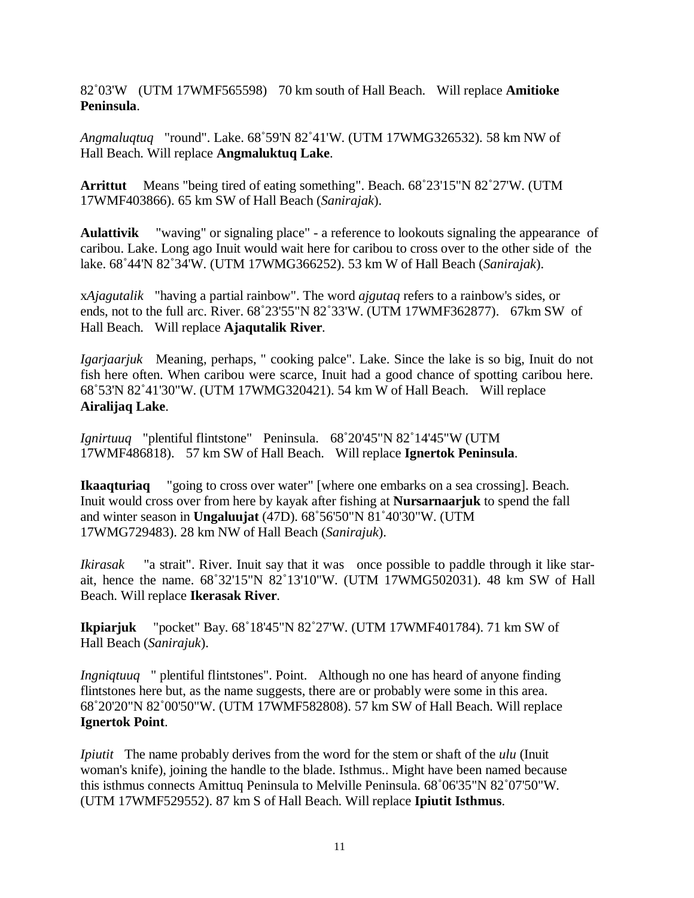82˚03'W (UTM 17WMF565598) 70 km south of Hall Beach. Will replace **Amitioke Peninsula**.

*Angmaluqtuq* "round". Lake. 68˚59'N 82˚41'W. (UTM 17WMG326532). 58 km NW of Hall Beach. Will replace **Angmaluktuq Lake**.

**Arrittut** Means "being tired of eating something". Beach. 68˚23'15"N 82˚27'W. (UTM 17WMF403866). 65 km SW of Hall Beach (*Sanirajak*).

**Aulattivik** "waving" or signaling place" - a reference to lookouts signaling the appearance of caribou. Lake. Long ago Inuit would wait here for caribou to cross over to the other side of the lake. 68˚44'N 82˚34'W. (UTM 17WMG366252). 53 km W of Hall Beach (*Sanirajak*).

x*Ajagutalik* "having a partial rainbow". The word *ajgutaq* refers to a rainbow's sides, or ends, not to the full arc. River. 68˚23'55"N 82˚33'W. (UTM 17WMF362877). 67km SW of Hall Beach. Will replace **Ajaqutalik River**.

*Igarjaarjuk* Meaning, perhaps, " cooking palce". Lake. Since the lake is so big, Inuit do not fish here often. When caribou were scarce, Inuit had a good chance of spotting caribou here. 68˚53'N 82˚41'30"W. (UTM 17WMG320421). 54 km W of Hall Beach. Will replace **Airalijaq Lake**.

*Ignirtuuq* "plentiful flintstone" Peninsula. 68˚20'45"N 82˚14'45"W (UTM 17WMF486818). 57 km SW of Hall Beach. Will replace **Ignertok Peninsula**.

**Ikaaqturiaq** "going to cross over water" [where one embarks on a sea crossing]. Beach. Inuit would cross over from here by kayak after fishing at **Nursarnaarjuk** to spend the fall and winter season in **Ungaluujat** (47D). 68˚56'50"N 81˚40'30"W. (UTM 17WMG729483). 28 km NW of Hall Beach (*Sanirajuk*).

*Ikirasak* "a strait". River. Inuit say that it was once possible to paddle through it like star-ait, hence the name. 68˚32'15"N 82˚13'10"W. (UTM 17WMG502031). 48 km SW of Hall Beach. Will replace **Ikerasak River**.

**Ikpiarjuk** "pocket" Bay. 68˚18'45"N 82˚27'W. (UTM 17WMF401784). 71 km SW of Hall Beach (*Sanirajuk*).

*Ingniqtuuq* " plentiful flintstones". Point. Although no one has heard of anyone finding flintstones here but, as the name suggests, there are or probably were some in this area. 68˚20'20"N 82˚00'50"W. (UTM 17WMF582808). 57 km SW of Hall Beach. Will replace **Ignertok Point**.

*Ipiutit* The name probably derives from the word for the stem or shaft of the *ulu* (Inuit woman's knife), joining the handle to the blade. Isthmus.. Might have been named because this isthmus connects Amittuq Peninsula to Melville Peninsula. 68˚06'35"N 82˚07'50"W. (UTM 17WMF529552). 87 km S of Hall Beach. Will replace **Ipiutit Isthmus**.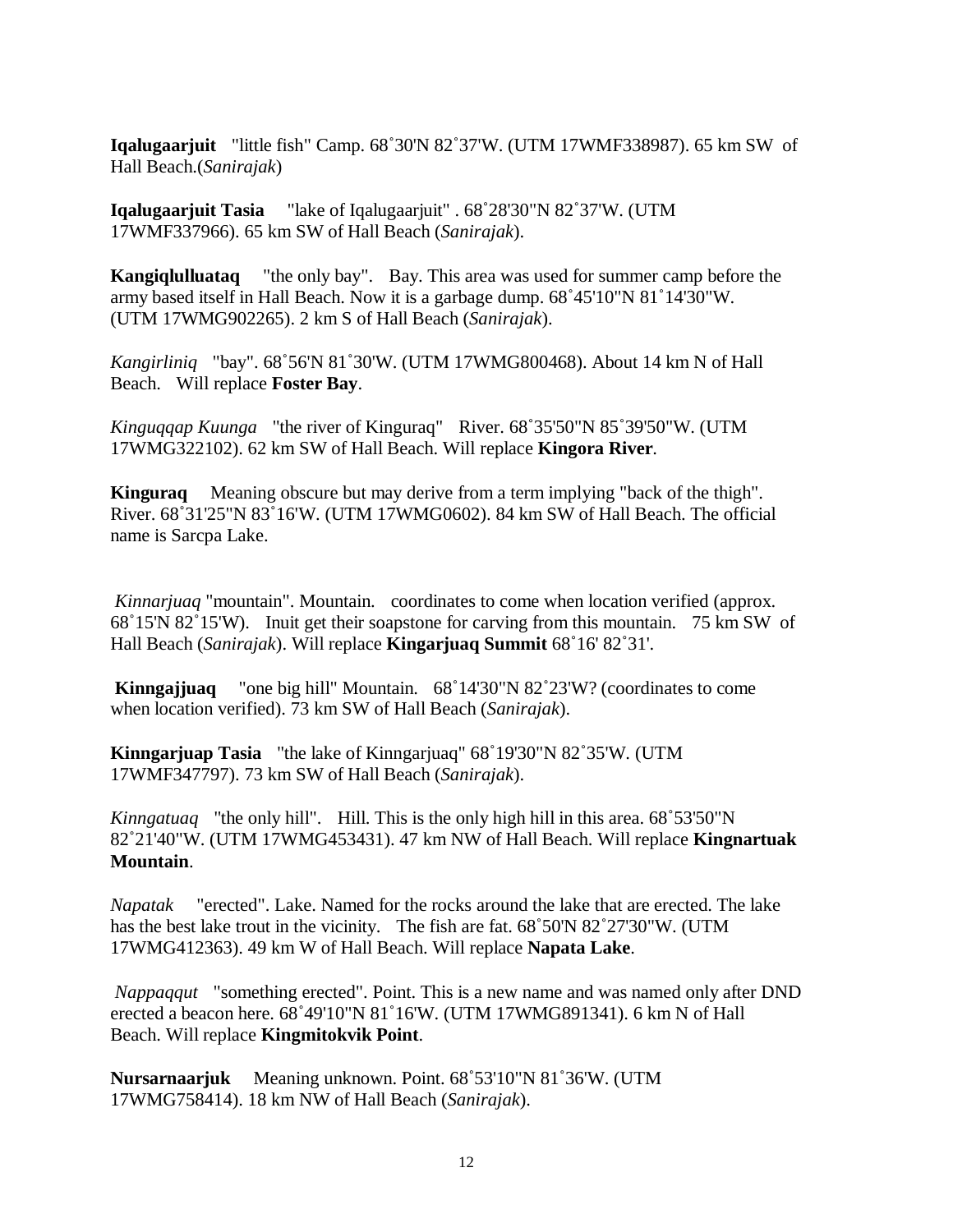**Iqalugaarjuit** "little fish" Camp. 68˚30'N 82˚37'W. (UTM 17WMF338987). 65 km SW of Hall Beach.(*Sanirajak*)

**Iqalugaarjuit Tasia** "lake of Iqalugaarjuit" . 68˚28'30"N 82˚37'W. (UTM 17WMF337966). 65 km SW of Hall Beach (*Sanirajak*).

**Kangiqlulluataq** "the only bay". Bay. This area was used for summer camp before the army based itself in Hall Beach. Now it is a garbage dump. 68˚45'10"N 81˚14'30"W. (UTM 17WMG902265). 2 km S of Hall Beach (*Sanirajak*).

*Kangirliniq* "bay". 68˚56'N 81˚30'W. (UTM 17WMG800468). About 14 km N of Hall Beach. Will replace **Foster Bay**.

*Kinguqqap Kuunga* "the river of Kinguraq" River. 68˚35'50"N 85˚39'50"W. (UTM 17WMG322102). 62 km SW of Hall Beach. Will replace **Kingora River**.

**Kinguraq** Meaning obscure but may derive from a term implying "back of the thigh". River. 68˚31'25"N 83˚16'W. (UTM 17WMG0602). 84 km SW of Hall Beach. The official name is Sarcpa Lake.

*Kinnarjuaq* "mountain". Mountain. coordinates to come when location verified (approx. 68˚15'N 82˚15'W). Inuit get their soapstone for carving from this mountain. 75 km SW of Hall Beach (*Sanirajak*). Will replace **Kingarjuaq Summit** 68˚16' 82˚31'.

**Kinngajjuaq** "one big hill" Mountain. 68˚14'30"N 82˚23'W? (coordinates to come when location verified). 73 km SW of Hall Beach (*Sanirajak*).

**Kinngarjuap Tasia** "the lake of Kinngarjuaq" 68˚19'30"N 82˚35'W. (UTM 17WMF347797). 73 km SW of Hall Beach (*Sanirajak*).

*Kinngatuaq* "the only hill". Hill. This is the only high hill in this area. 68˚53'50"N 82˚21'40"W. (UTM 17WMG453431). 47 km NW of Hall Beach. Will replace **Kingnartuak Mountain**.

*Napatak* "erected". Lake. Named for the rocks around the lake that are erected. The lake has the best lake trout in the vicinity. The fish are fat. 68˚50'N 82˚27'30"W. (UTM 17WMG412363). 49 km W of Hall Beach. Will replace **Napata Lake**.

*Nappaqqut* "something erected". Point. This is a new name and was named only after DND erected a beacon here. 68˚49'10"N 81˚16'W. (UTM 17WMG891341). 6 km N of Hall Beach. Will replace **Kingmitokvik Point**.

**Nursarnaarjuk** Meaning unknown. Point. 68˚53'10"N 81˚36'W. (UTM 17WMG758414). 18 km NW of Hall Beach (*Sanirajak*).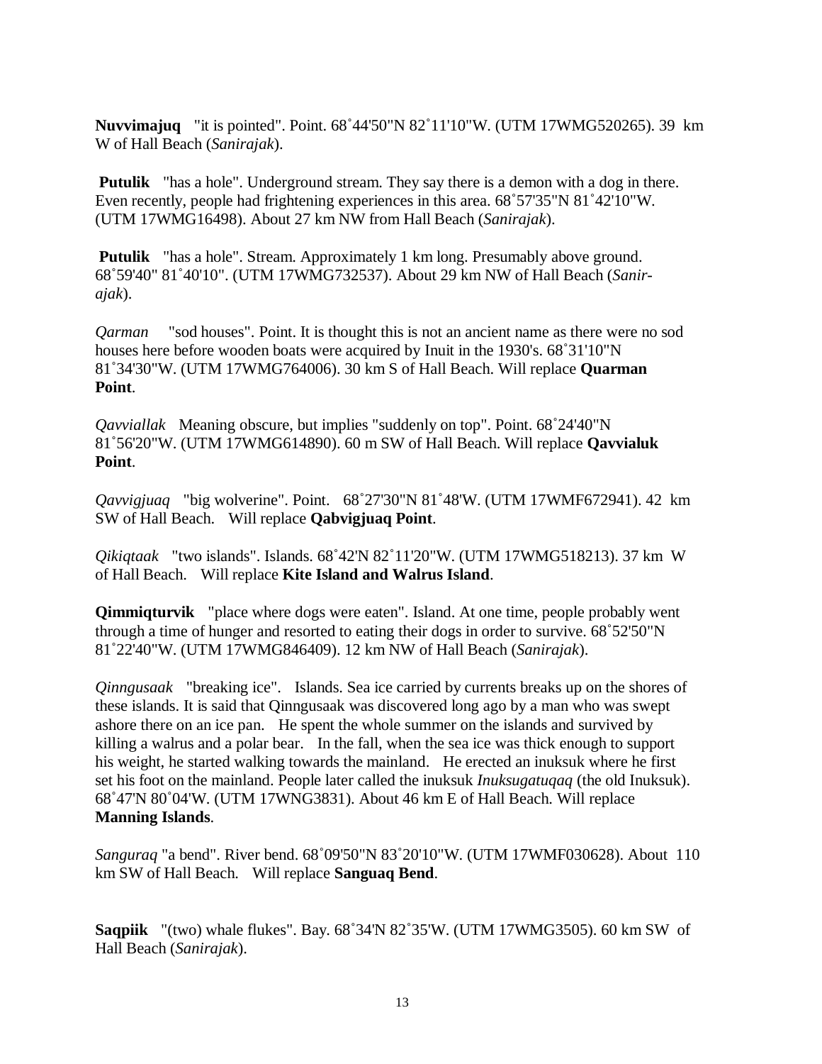**Nuvvimajuq** "it is pointed". Point. 68˚44'50"N 82˚11'10"W. (UTM 17WMG520265). 39 km W of Hall Beach (*Sanirajak*).

**Putulik** "has a hole". Underground stream. They say there is a demon with a dog in there. Even recently, people had frightening experiences in this area. 68˚57'35"N 81˚42'10"W. (UTM 17WMG16498). About 27 km NW from Hall Beach (*Sanirajak*).

**Putulik** "has a hole". Stream. Approximately 1 km long. Presumably above ground. 68˚59'40" 81˚40'10". (UTM 17WMG732537). About 29 km NW of Hall Beach (*Sanirajak*).

*Qarman* "sod houses". Point. It is thought this is not an ancient name as there were no sod houses here before wooden boats were acquired by Inuit in the 1930's. 68˚31'10"N 81˚34'30"W. (UTM 17WMG764006). 30 km S of Hall Beach. Will replace **Quarman Point**.

*Qavviallak* Meaning obscure, but implies "suddenly on top". Point. 68˚24'40"N 81˚56'20"W. (UTM 17WMG614890). 60 m SW of Hall Beach. Will replace **Qavvialuk Point**.

*Qavvigjuaq* "big wolverine". Point. 68˚27'30"N 81˚48'W. (UTM 17WMF672941). 42 km SW of Hall Beach. Will replace **Qabvigjuaq Point**.

*Qikiqtaak* "two islands". Islands. 68˚42'N 82˚11'20"W. (UTM 17WMG518213). 37 km W of Hall Beach. Will replace **Kite Island and Walrus Island**.

**Qimmiqturvik** "place where dogs were eaten". Island. At one time, people probably went through a time of hunger and resorted to eating their dogs in order to survive. 68˚52'50"N 81˚22'40"W. (UTM 17WMG846409). 12 km NW of Hall Beach (*Sanirajak*).

*Qinngusaak* "breaking ice". Islands. Sea ice carried by currents breaks up on the shores of these islands. It is said that Qinngusaak was discovered long ago by a man who was swept ashore there on an ice pan. He spent the whole summer on the islands and survived by killing a walrus and a polar bear. In the fall, when the sea ice was thick enough to support his weight, he started walking towards the mainland. He erected an inuksuk where he first set his foot on the mainland. People later called the inuksuk *Inuksugatuqaq* (the old Inuksuk). 68˚47'N 80˚04'W. (UTM 17WNG3831). About 46 km E of Hall Beach. Will replace **Manning Islands**.

*Sanguraq* "a bend". River bend. 68˚09'50"N 83˚20'10"W. (UTM 17WMF030628). About 110 km SW of Hall Beach. Will replace **Sanguaq Bend**.

**Saqpiik** "(two) whale flukes". Bay. 68˚34'N 82˚35'W. (UTM 17WMG3505). 60 km SW of Hall Beach (*Sanirajak*).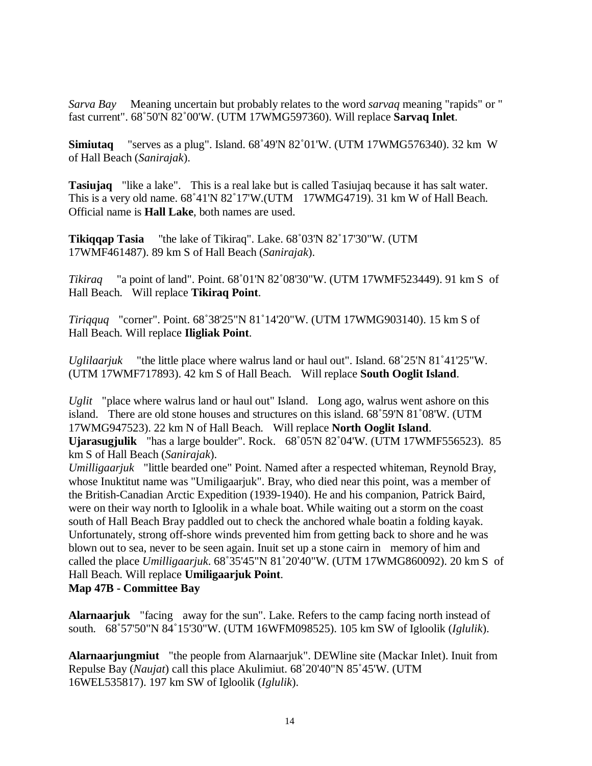*Sarva Bay* Meaning uncertain but probably relates to the word *sarvaq* meaning "rapids" or " fast current". 68˚50'N 82˚00'W. (UTM 17WMG597360). Will replace **Sarvaq Inlet**.

**Simiutaq** "serves as a plug". Island. 68˚49'N 82˚01'W. (UTM 17WMG576340). 32 km W of Hall Beach (*Sanirajak*).

**Tasiujaq** "like a lake". This is a real lake but is called Tasiujaq because it has salt water. This is a very old name. 68˚41'N 82˚17'W.(UTM 17WMG4719). 31 km W of Hall Beach. Official name is **Hall Lake**, both names are used.

**Tikiqqap Tasia** "the lake of Tikiraq". Lake. 68˚03'N 82˚17'30"W. (UTM 17WMF461487). 89 km S of Hall Beach (*Sanirajak*).

*Tikiraq* "a point of land". Point. 68˚01'N 82˚08'30"W. (UTM 17WMF523449). 91 km S of Hall Beach. Will replace **Tikiraq Point**.

*Tiriqquq* "corner". Point. 68˚38'25"N 81˚14'20"W. (UTM 17WMG903140). 15 km S of Hall Beach. Will replace **Iligliak Point**.

*Uglilaarjuk* "the little place where walrus land or haul out". Island. 68˚25'N 81˚41'25"W. (UTM 17WMF717893). 42 km S of Hall Beach. Will replace **South Ooglit Island**.

*Uglit* "place where walrus land or haul out" Island. Long ago, walrus went ashore on this island. There are old stone houses and structures on this island. 68˚59'N 81˚08'W. (UTM 17WMG947523). 22 km N of Hall Beach. Will replace **North Ooglit Island**.

**Ujarasugjulik** "has a large boulder". Rock. 68˚05'N 82˚04'W. (UTM 17WMF556523). 85 km S of Hall Beach (*Sanirajak*).

*Umilligaarjuk* "little bearded one" Point. Named after a respected whiteman, Reynold Bray, whose Inuktitut name was "Umiligaarjuk". Bray, who died near this point, was a member of the British-Canadian Arctic Expedition (1939-1940). He and his companion, Patrick Baird, were on their way north to Igloolik in a whale boat. While waiting out a storm on the coast south of Hall Beach Bray paddled out to check the anchored whale boatin a folding kayak. Unfortunately, strong off-shore winds prevented him from getting back to shore and he was blown out to sea, never to be seen again. Inuit set up a stone cairn in memory of him and called the place *Umilligaarjuk*. 68˚35'45"N 81˚20'40"W. (UTM 17WMG860092). 20 km S of Hall Beach. Will replace **Umiligaarjuk Point**.

**Map 47B - Committee Bay**

**Alarnaarjuk** "facing away for the sun". Lake. Refers to the camp facing north instead of south. 68˚57'50"N 84˚15'30"W. (UTM 16WFM098525). 105 km SW of Igloolik (*Iglulik*).

**Alarnaarjungmiut** "the people from Alarnaarjuk". DEWline site (Mackar Inlet). Inuit from Repulse Bay (*Naujat*) call this place Akulimiut. 68˚20'40"N 85˚45'W. (UTM 16WEL535817). 197 km SW of Igloolik (*Iglulik*).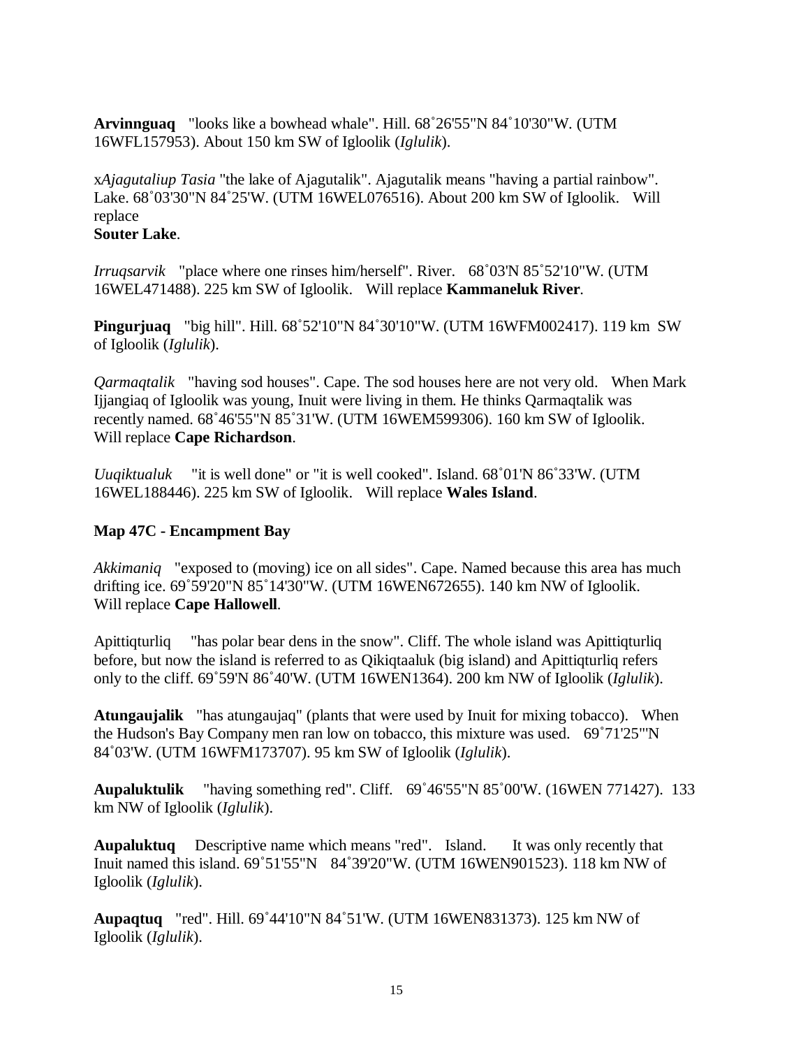**Arvinnguaq** "looks like a bowhead whale". Hill. 68˚26'55"N 84˚10'30"W. (UTM 16WFL157953). About 150 km SW of Igloolik (*Iglulik*).

x*Ajagutaliup Tasia* "the lake of Ajagutalik". Ajagutalik means "having a partial rainbow". Lake. 68˚03'30"N 84˚25'W. (UTM 16WEL076516). About 200 km SW of Igloolik. Will replace **Souter Lake**.

*Irruqsarvik* "place where one rinses him/herself". River. 68˚03'N 85˚52'10"W. (UTM 16WEL471488). 225 km SW of Igloolik. Will replace **Kammaneluk River**.

**Pingurjuaq** "big hill". Hill. 68˚52'10"N 84˚30'10"W. (UTM 16WFM002417). 119 km SW of Igloolik (*Iglulik*).

*Qarmaqtalik* "having sod houses". Cape. The sod houses here are not very old. When Mark Ijjangiaq of Igloolik was young, Inuit were living in them. He thinks Qarmaqtalik was recently named. 68˚46'55"N 85˚31'W. (UTM 16WEM599306). 160 km SW of Igloolik. Will replace **Cape Richardson**.

*Uuqiktualuk* "it is well done" or "it is well cooked". Island. 68˚01'N 86˚33'W. (UTM 16WEL188446). 225 km SW of Igloolik. Will replace **Wales Island**.

### Map 47C - Encampment Bay

*Akkimaniq* "exposed to (moving) ice on all sides". Cape. Named because this area has much drifting ice. 69˚59'20"N 85˚14'30"W. (UTM 16WEN672655). 140 km NW of Igloolik. Will replace **Cape Hallowell**.

Apittiqturliq "has polar bear dens in the snow". Cliff. The whole island was Apittiqturliq before, but now the island is referred to as Qikiqtaaluk (big island) and Apittiqturliq refers only to the cliff. 69˚59'N 86˚40'W. (UTM 16WEN1364). 200 km NW of Igloolik (*Iglulik*).

**Atungaujalik** "has atungaujaq" (plants that were used by Inuit for mixing tobacco). When the Hudson's Bay Company men ran low on tobacco, this mixture was used. 69˚71'25"'N 84˚03'W. (UTM 16WFM173707). 95 km SW of Igloolik (*Iglulik*).

**Aupaluktulik** "having something red". Cliff. 69˚46'55"N 85˚00'W. (16WEN 771427). 133 km NW of Igloolik (*Iglulik*).

**Aupaluktuq** Descriptive name which means "red". Island. It was only recently that Inuit named this island. 69˚51'55"N 84˚39'20"W. (UTM 16WEN901523). 118 km NW of Igloolik (*Iglulik*).

**Aupaqtuq** "red". Hill. 69˚44'10"N 84˚51'W. (UTM 16WEN831373). 125 km NW of Igloolik (*Iglulik*).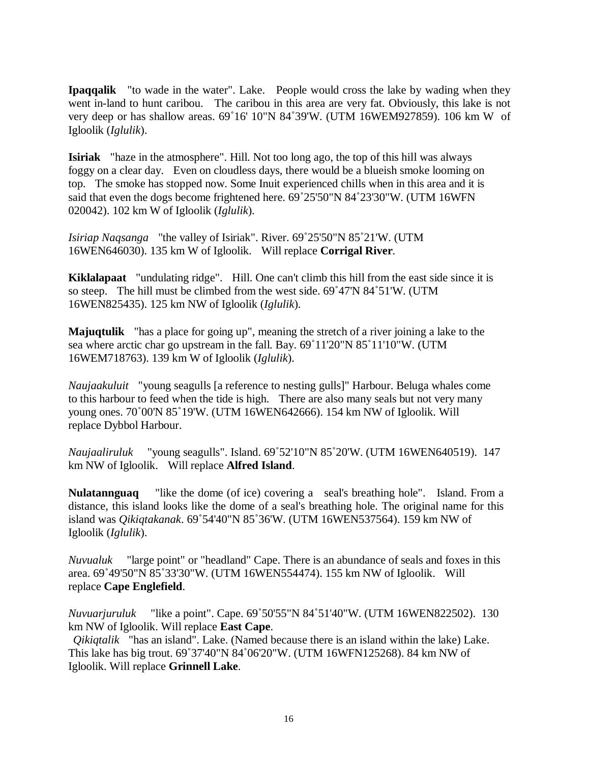**Ipaqqalik** "to wade in the water". Lake. People would cross the lake by wading when they went in-land to hunt caribou. The caribou in this area are very fat. Obviously, this lake is not very deep or has shallow areas. 69˚16' 10"N 84˚39'W. (UTM 16WEM927859). 106 km W of Igloolik (*Iglulik*).

**Isiriak** "haze in the atmosphere". Hill. Not too long ago, the top of this hill was always foggy on a clear day. Even on cloudless days, there would be a blueish smoke looming on top. The smoke has stopped now. Some Inuit experienced chills when in this area and it is said that even the dogs become frightened here. 69˚25'50"N 84˚23'30"W. (UTM 16WFN 020042). 102 km W of Igloolik (*Iglulik*).

*Isiriap Naqsanga* "the valley of Isiriak". River. 69˚25'50"N 85˚21'W. (UTM 16WEN646030). 135 km W of Igloolik. Will replace **Corrigal River**.

**Kiklalapaat** "undulating ridge". Hill. One can't climb this hill from the east side since it is so steep. The hill must be climbed from the west side. 69˚47'N 84˚51'W. (UTM 16WEN825435). 125 km NW of Igloolik (*Iglulik*).

**Majuqtulik** "has a place for going up", meaning the stretch of a river joining a lake to the sea where arctic char go upstream in the fall. Bay. 69˚11'20"N 85˚11'10"W. (UTM 16WEM718763). 139 km W of Igloolik (*Iglulik*).

*Naujaakuluit* "young seagulls [a reference to nesting gulls]" Harbour. Beluga whales come to this harbour to feed when the tide is high. There are also many seals but not very many young ones. 70˚00'N 85˚19'W. (UTM 16WEN642666). 154 km NW of Igloolik. Will replace Dybbol Harbour.

*Naujaaliruluk* "young seagulls". Island. 69˚52'10"N 85˚20'W. (UTM 16WEN640519). 147 km NW of Igloolik. Will replace **Alfred Island**.

**Nulatannguaq** "like the dome (of ice) covering a seal's breathing hole". Island. From a distance, this island looks like the dome of a seal's breathing hole. The original name for this island was *Qikiqtakanak*. 69˚54'40"N 85˚36'W. (UTM 16WEN537564). 159 km NW of Igloolik (*Iglulik*).

*Nuvualuk* "large point" or "headland" Cape. There is an abundance of seals and foxes in this area. 69˚49'50"N 85˚33'30"W. (UTM 16WEN554474). 155 km NW of Igloolik. Will replace **Cape Englefield**.

*Nuvuarjuruluk* "like a point". Cape. 69˚50'55"N 84˚51'40"W. (UTM 16WEN822502). 130 km NW of Igloolik. Will replace **East Cape**.

*Qikiqtalik* "has an island". Lake. (Named because there is an island within the lake) Lake. This lake has big trout. 69˚37'40"N 84˚06'20"W. (UTM 16WFN125268). 84 km NW of Igloolik. Will replace **Grinnell Lake**.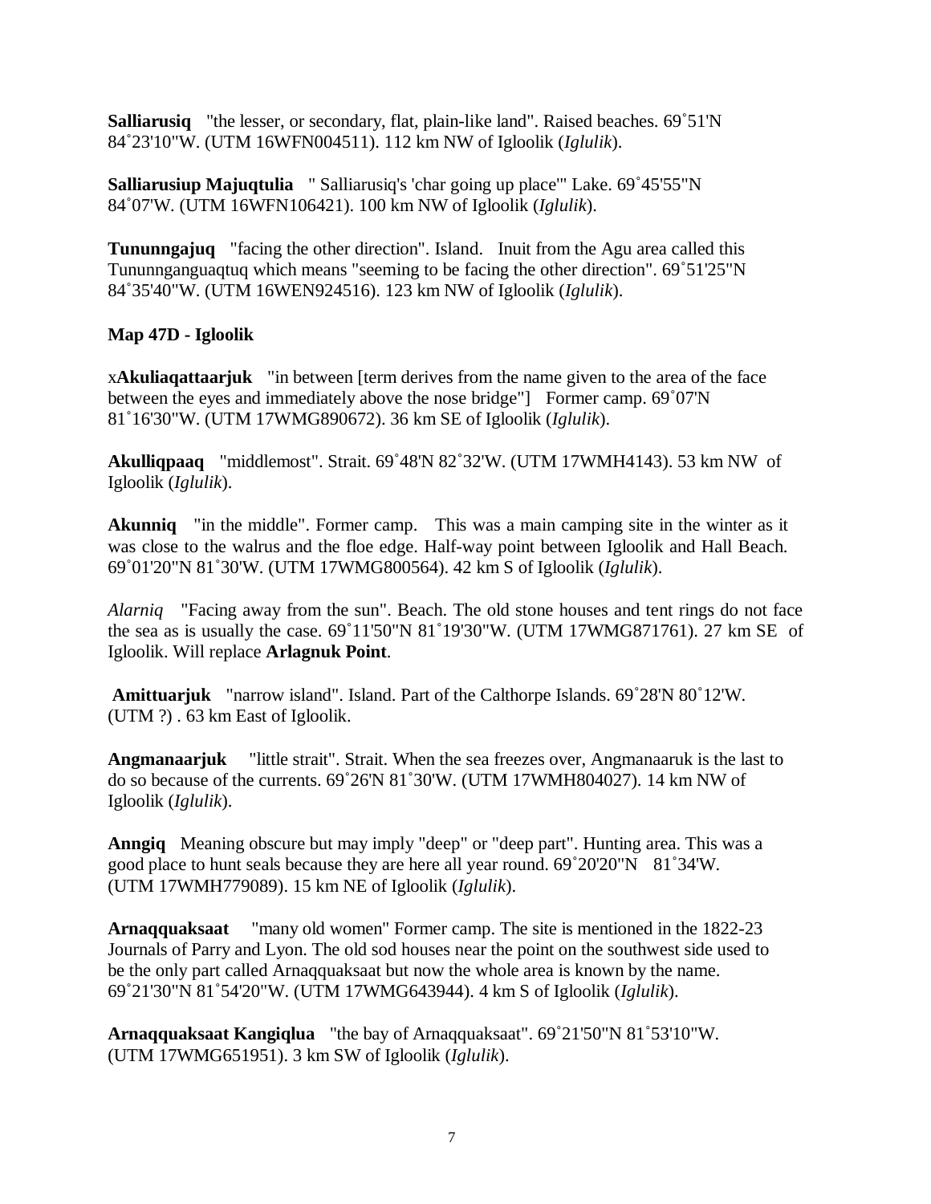**Salliarusiq** "the lesser, or secondary, flat, plain-like land". Raised beaches. 69˚51'N 84˚23'10"W. (UTM 16WFN004511). 112 km NW of Igloolik (*Iglulik*).

**Salliarusiup Majuqtulia** " Salliarusiq's 'char going up place'" Lake. 69˚45'55"N 84˚07'W. (UTM 16WFN106421). 100 km NW of Igloolik (*Iglulik*).

**Tununngajuq** "facing the other direction". Island. Inuit from the Agu area called this Tununnganguaqtuq which means "seeming to be facing the other direction". 69˚51'25"N 84˚35'40"W. (UTM 16WEN924516). 123 km NW of Igloolik (*Iglulik*).

**Map 47D - Igloolik**

x**Akuliaqattaarjuk** "in between [term derives from the name given to the area of the face between the eyes and immediately above the nose bridge"] Former camp. 69˚07'N 81˚16'30"W. (UTM 17WMG890672). 36 km SE of Igloolik (*Iglulik*).

**Akulliqpaaq** "middlemost". Strait. 69˚48'N 82˚32'W. (UTM 17WMH4143). 53 km NW of Igloolik (*Iglulik*).

**Akunniq** "in the middle". Former camp. This was a main camping site in the winter as it was close to the walrus and the floe edge. Half-way point between Igloolik and Hall Beach. 69˚01'20"N 81˚30'W. (UTM 17WMG800564). 42 km S of Igloolik (*Iglulik*).

*Alarniq* "Facing away from the sun". Beach. The old stone houses and tent rings do not face the sea as is usually the case. 69˚11'50"N 81˚19'30"W. (UTM 17WMG871761). 27 km SE of Igloolik. Will replace **Arlagnuk Point**.

**Amittuarjuk** "narrow island". Island. Part of the Calthorpe Islands. 69˚28'N 80˚12'W. (UTM ?) . 63 km East of Igloolik.

**Angmanaarjuk** "little strait". Strait. When the sea freezes over, Angmanaaruk is the last to do so because of the currents. 69˚26'N 81˚30'W. (UTM 17WMH804027). 14 km NW of Igloolik (*Iglulik*).

**Anngiq** Meaning obscure but may imply "deep" or "deep part". Hunting area. This was a good place to hunt seals because they are here all year round. 69˚20'20"N 81˚34'W. (UTM 17WMH779089). 15 km NE of Igloolik (*Iglulik*).

**Arnaqquaksaat** "many old women" Former camp. The site is mentioned in the 1822-23 Journals of Parry and Lyon. The old sod houses near the point on the southwest side used to be the only part called Arnaqquaksaat but now the whole area is known by the name. 69˚21'30"N 81˚54'20"W. (UTM 17WMG643944). 4 km S of Igloolik (*Iglulik*).

**Arnaqquaksaat Kangiqlua** "the bay of Arnaqquaksaat". 69˚21'50"N 81˚53'10"W. (UTM 17WMG651951). 3 km SW of Igloolik (*Iglulik*).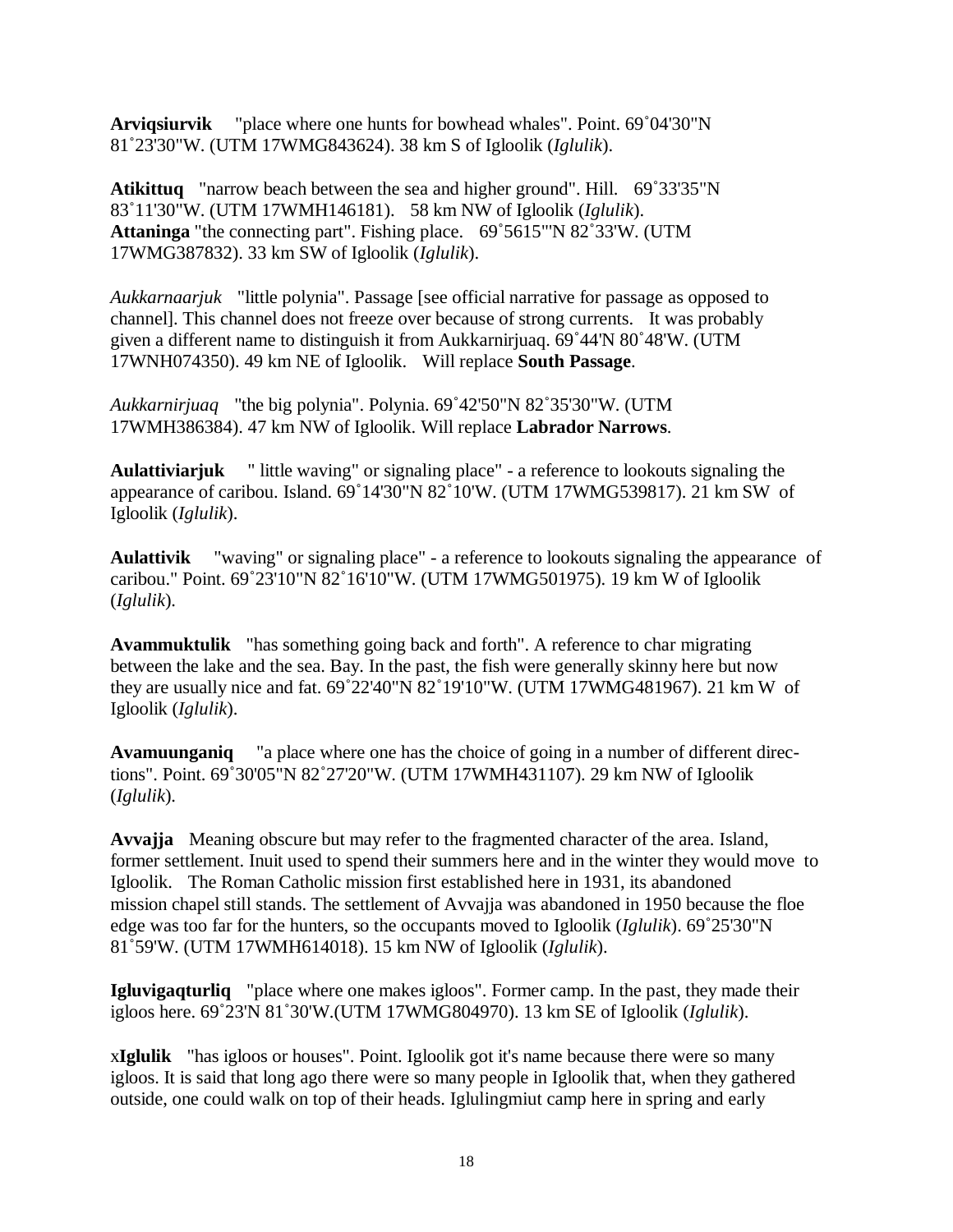**Arviqsiurvik** "place where one hunts for bowhead whales". Point. 69˚04'30"N 81˚23'30"W. (UTM 17WMG843624). 38 km S of Igloolik (*Iglulik*).

**Atikittuq** "narrow beach between the sea and higher ground". Hill. 69˚33'35"N 83˚11'30"W. (UTM 17WMH146181). 58 km NW of Igloolik (*Iglulik*).
**Attaninga** "the connecting part". Fishing place. 69˚5615'"N 82˚33'W. (UTM 17WMG387832). 33 km SW of Igloolik (*Iglulik*).

*Aukkarnaarjuk* "little polynia". Passage [see official narrative for passage as opposed to channel]. This channel does not freeze over because of strong currents. It was probably given a different name to distinguish it from Aukkarnirjuaq. 69˚44'N 80˚48'W. (UTM 17WNH074350). 49 km NE of Igloolik. Will replace **South Passage**.

*Aukkarnirjuaq* "the big polynia". Polynia. 69˚42'50"N 82˚35'30"W. (UTM 17WMH386384). 47 km NW of Igloolik. Will replace **Labrador Narrows**.

**Aulattiviarjuk** " little waving" or signaling place" - a reference to lookouts signaling the appearance of caribou. Island. 69˚14'30"N 82˚10'W. (UTM 17WMG539817). 21 km SW of Igloolik (*Iglulik*).

**Aulattivik** "waving" or signaling place" - a reference to lookouts signaling the appearance of caribou." Point. 69˚23'10"N 82˚16'10"W. (UTM 17WMG501975). 19 km W of Igloolik (*Iglulik*).

**Avammuktulik** "has something going back and forth". A reference to char migrating between the lake and the sea. Bay. In the past, the fish were generally skinny here but now they are usually nice and fat. 69˚22'40"N 82˚19'10"W. (UTM 17WMG481967). 21 km W of Igloolik (*Iglulik*).

**Avamuunganiq** "a place where one has the choice of going in a number of different directions". Point. 69˚30'05"N 82˚27'20"W. (UTM 17WMH431107). 29 km NW of Igloolik (*Iglulik*).

**Avvajja** Meaning obscure but may refer to the fragmented character of the area. Island, former settlement. Inuit used to spend their summers here and in the winter they would move to Igloolik. The Roman Catholic mission first established here in 1931, its abandoned mission chapel still stands. The settlement of Avvajja was abandoned in 1950 because the floe edge was too far for the hunters, so the occupants moved to Igloolik (*Iglulik*). 69˚25'30"N 81˚59'W. (UTM 17WMH614018). 15 km NW of Igloolik (*Iglulik*).

**Igluvigaqturliq** "place where one makes igloos". Former camp. In the past, they made their igloos here. 69˚23'N 81˚30'W.(UTM 17WMG804970). 13 km SE of Igloolik (*Iglulik*).

x**Iglulik** "has igloos or houses". Point. Igloolik got it's name because there were so many igloos. It is said that long ago there were so many people in Igloolik that, when they gathered outside, one could walk on top of their heads. Iglulingmiut camp here in spring and early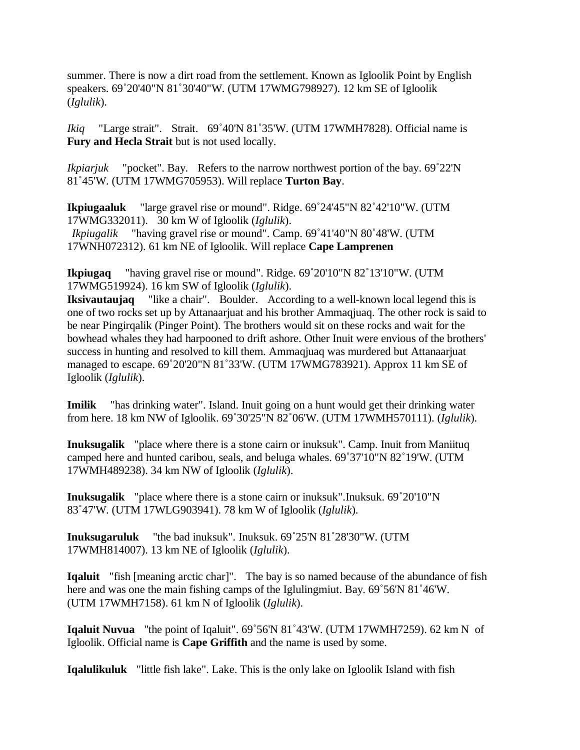summer. There is now a dirt road from the settlement. Known as Igloolik Point by English speakers. 69˚20'40"N 81˚30'40"W. (UTM 17WMG798927). 12 km SE of Igloolik (*Iglulik*).

*Ikiq* "Large strait". Strait. 69˚40'N 81˚35'W. (UTM 17WMH7828). Official name is **Fury and Hecla Strait** but is not used locally.

*Ikpiarjuk* "pocket". Bay. Refers to the narrow northwest portion of the bay. 69˚22'N 81˚45'W. (UTM 17WMG705953). Will replace **Turton Bay**.

**Ikpiugaaluk** "large gravel rise or mound". Ridge. 69˚24'45"N 82˚42'10"W. (UTM 17WMG332011). 30 km W of Igloolik (*Iglulik*).
*Ikpiugalik* "having gravel rise or mound". Camp. 69˚41'40"N 80˚48'W. (UTM 17WNH072312). 61 km NE of Igloolik. Will replace **Cape Lamprenen**

**Ikpiugaq** "having gravel rise or mound". Ridge. 69˚20'10"N 82˚13'10"W. (UTM 17WMG519924). 16 km SW of Igloolik (*Iglulik*).
**Iksivautaujaq** "like a chair". Boulder. According to a well-known local legend this is one of two rocks set up by Attanaarjuat and his brother Ammaqjuaq. The other rock is said to be near Pingirqalik (Pinger Point). The brothers would sit on these rocks and wait for the bowhead whales they had harpooned to drift ashore. Other Inuit were envious of the brothers' success in hunting and resolved to kill them. Ammaqjuaq was murdered but Attanaarjuat managed to escape. 69˚20'20"N 81˚33'W. (UTM 17WMG783921). Approx 11 km SE of Igloolik (*Iglulik*).

**Imilik** "has drinking water". Island. Inuit going on a hunt would get their drinking water from here. 18 km NW of Igloolik. 69˚30'25"N 82˚06'W. (UTM 17WMH570111). (*Iglulik*).

**Inuksugalik** "place where there is a stone cairn or inuksuk". Camp. Inuit from Maniituq camped here and hunted caribou, seals, and beluga whales. 69˚37'10"N 82˚19'W. (UTM 17WMH489238). 34 km NW of Igloolik (*Iglulik*).

**Inuksugalik** "place where there is a stone cairn or inuksuk".Inuksuk. 69˚20'10"N 83˚47'W. (UTM 17WLG903941). 78 km W of Igloolik (*Iglulik*).

**Inuksugaruluk** "the bad inuksuk". Inuksuk. 69˚25'N 81˚28'30"W. (UTM 17WMH814007). 13 km NE of Igloolik (*Iglulik*).

**Iqaluit** "fish [meaning arctic char]". The bay is so named because of the abundance of fish here and was one the main fishing camps of the Iglulingmiut. Bay. 69˚56'N 81˚46'W. (UTM 17WMH7158). 61 km N of Igloolik (*Iglulik*).

**Iqaluit Nuvua** "the point of Iqaluit". 69˚56'N 81˚43'W. (UTM 17WMH7259). 62 km N of Igloolik. Official name is **Cape Griffith** and the name is used by some.

**Iqalulikuluk** "little fish lake". Lake. This is the only lake on Igloolik Island with fish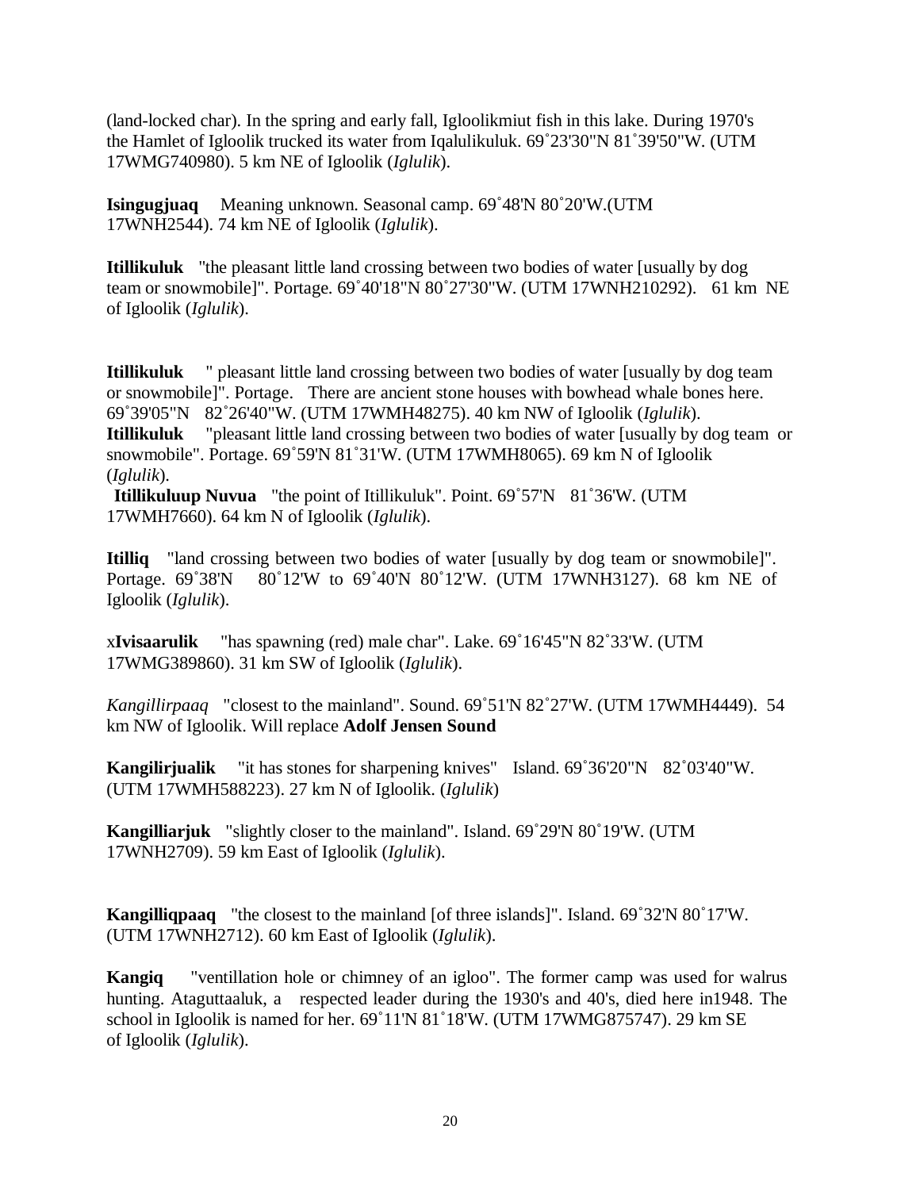(land-locked char). In the spring and early fall, Igloolikmiut fish in this lake. During 1970's the Hamlet of Igloolik trucked its water from Iqalulikuluk. 69˚23'30"N 81˚39'50"W. (UTM 17WMG740980). 5 km NE of Igloolik (*Iglulik*).

**Isingugjuaq** Meaning unknown. Seasonal camp. 69˚48'N 80˚20'W.(UTM 17WNH2544). 74 km NE of Igloolik (*Iglulik*).

**Itillikuluk** "the pleasant little land crossing between two bodies of water [usually by dog team or snowmobile]". Portage. 69˚40'18"N 80˚27'30"W. (UTM 17WNH210292). 61 km NE of Igloolik (*Iglulik*).

**Itillikuluk** " pleasant little land crossing between two bodies of water [usually by dog team or snowmobile]". Portage. There are ancient stone houses with bowhead whale bones here. 69˚39'05"N 82˚26'40"W. (UTM 17WMH48275). 40 km NW of Igloolik (*Iglulik*).

**Itillikuluk** "pleasant little land crossing between two bodies of water [usually by dog team or snowmobile". Portage. 69˚59'N 81˚31'W. (UTM 17WMH8065). 69 km N of Igloolik (*Iglulik*).

**Itillikuluup Nuvua** "the point of Itillikuluk". Point. 69˚57'N 81˚36'W. (UTM 17WMH7660). 64 km N of Igloolik (*Iglulik*).

**Itilliq** "land crossing between two bodies of water [usually by dog team or snowmobile]". Portage. 69˚38'N 80˚12'W to 69˚40'N 80˚12'W. (UTM 17WNH3127). 68 km NE of Igloolik (*Iglulik*).

x**Ivisaarulik** "has spawning (red) male char". Lake. 69˚16'45"N 82˚33'W. (UTM 17WMG389860). 31 km SW of Igloolik (*Iglulik*).

*Kangillirpaaq* "closest to the mainland". Sound. 69˚51'N 82˚27'W. (UTM 17WMH4449). 54 km NW of Igloolik. Will replace **Adolf Jensen Sound**

**Kangilirjualik** "it has stones for sharpening knives" Island. 69˚36'20"N 82˚03'40"W. (UTM 17WMH588223). 27 km N of Igloolik. (*Iglulik*)

**Kangilliarjuk** "slightly closer to the mainland". Island. 69˚29'N 80˚19'W. (UTM 17WNH2709). 59 km East of Igloolik (*Iglulik*).

**Kangilliqpaaq** "the closest to the mainland [of three islands]". Island. 69˚32'N 80˚17'W. (UTM 17WNH2712). 60 km East of Igloolik (*Iglulik*).

**Kangiq** "ventillation hole or chimney of an igloo". The former camp was used for walrus hunting. Ataguttaaluk, a respected leader during the 1930's and 40's, died here in1948. The school in Igloolik is named for her. 69˚11'N 81˚18'W. (UTM 17WMG875747). 29 km SE of Igloolik (*Iglulik*).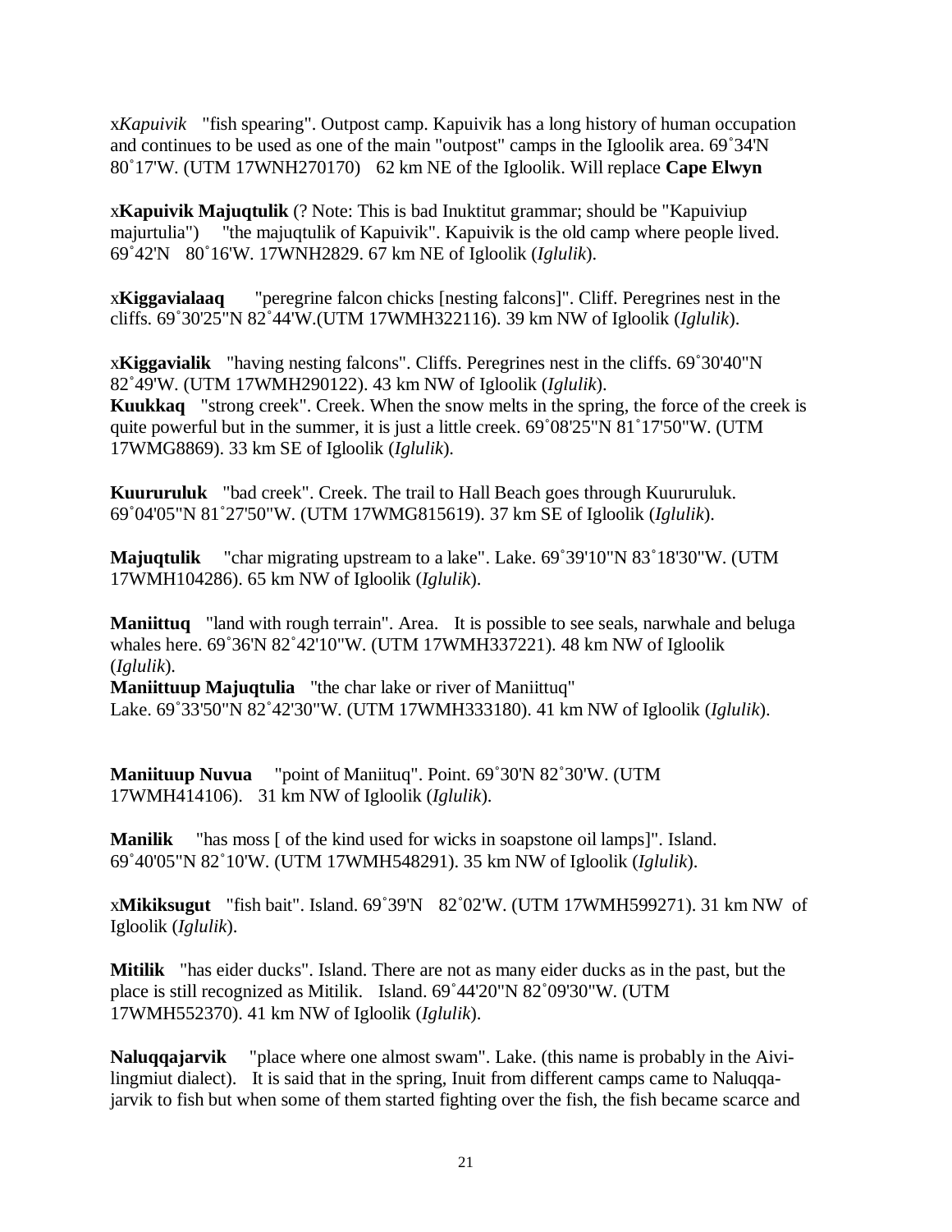x*Kapuivik* "fish spearing". Outpost camp. Kapuivik has a long history of human occupation and continues to be used as one of the main "outpost" camps in the Igloolik area. 69˚34'N 80˚17'W. (UTM 17WNH270170) 62 km NE of the Igloolik. Will replace **Cape Elwyn**

x**Kapuivik Majuqtulik** (? Note: This is bad Inuktitut grammar; should be "Kapuiviup majurtulia") "the majuqtulik of Kapuivik". Kapuivik is the old camp where people lived. 69˚42'N 80˚16'W. 17WNH2829. 67 km NE of Igloolik (*Iglulik*).

x**Kiggavialaaq** "peregrine falcon chicks [nesting falcons]". Cliff. Peregrines nest in the cliffs. 69˚30'25"N 82˚44'W.(UTM 17WMH322116). 39 km NW of Igloolik (*Iglulik*).

x**Kiggavialik** "having nesting falcons". Cliffs. Peregrines nest in the cliffs. 69˚30'40"N 82˚49'W. (UTM 17WMH290122). 43 km NW of Igloolik (*Iglulik*).

**Kuukkaq** "strong creek". Creek. When the snow melts in the spring, the force of the creek is quite powerful but in the summer, it is just a little creek. 69˚08'25"N 81˚17'50"W. (UTM 17WMG8869). 33 km SE of Igloolik (*Iglulik*).

**Kuururuluk** "bad creek". Creek. The trail to Hall Beach goes through Kuururuluk. 69˚04'05"N 81˚27'50"W. (UTM 17WMG815619). 37 km SE of Igloolik (*Iglulik*).

**Majuqtulik** "char migrating upstream to a lake". Lake. 69˚39'10"N 83˚18'30"W. (UTM 17WMH104286). 65 km NW of Igloolik (*Iglulik*).

**Maniittuq** "land with rough terrain". Area. It is possible to see seals, narwhale and beluga whales here. 69˚36'N 82˚42'10"W. (UTM 17WMH337221). 48 km NW of Igloolik (*Iglulik*).

**Maniittuup Majuqtulia** "the char lake or river of Maniittuq" Lake. 69˚33'50"N 82˚42'30"W. (UTM 17WMH333180). 41 km NW of Igloolik (*Iglulik*).

**Maniituup Nuvua** "point of Maniituq". Point. 69˚30'N 82˚30'W. (UTM 17WMH414106). 31 km NW of Igloolik (*Iglulik*).

**Manilik** "has moss [ of the kind used for wicks in soapstone oil lamps]". Island. 69˚40'05"N 82˚10'W. (UTM 17WMH548291). 35 km NW of Igloolik (*Iglulik*).

x**Mikiksugut** "fish bait". Island. 69˚39'N 82˚02'W. (UTM 17WMH599271). 31 km NW of Igloolik (*Iglulik*).

**Mitilik** "has eider ducks". Island. There are not as many eider ducks as in the past, but the place is still recognized as Mitilik. Island. 69˚44'20"N 82˚09'30"W. (UTM 17WMH552370). 41 km NW of Igloolik (*Iglulik*).

**Naluqqajarvik** "place where one almost swam". Lake. (this name is probably in the Aivilingmiut dialect). It is said that in the spring, Inuit from different camps came to Naluqqajarvik to fish but when some of them started fighting over the fish, the fish became scarce and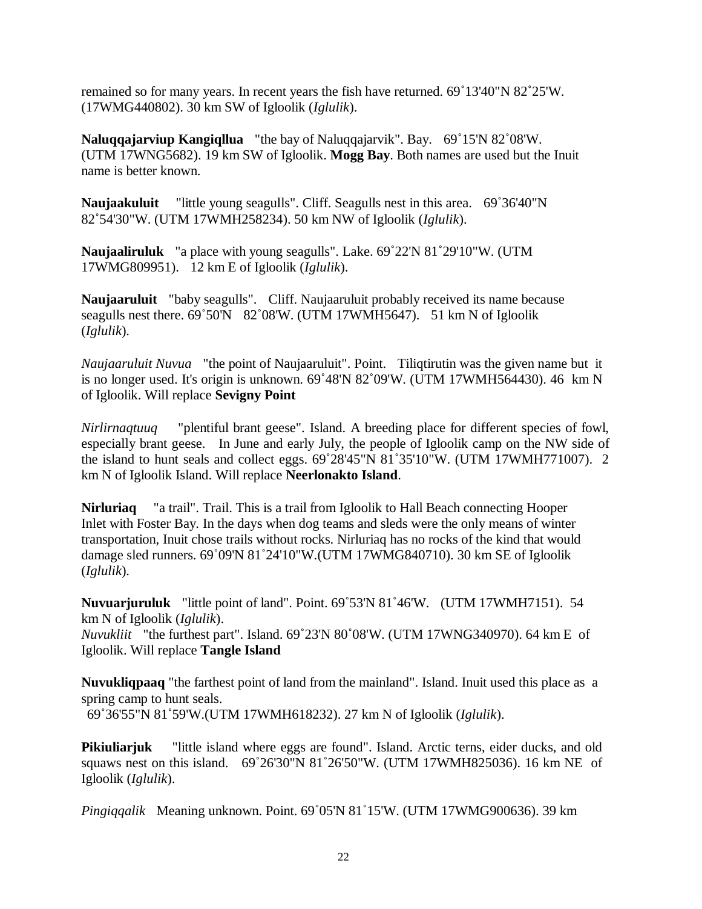remained so for many years. In recent years the fish have returned. 69˚13'40"N 82˚25'W. (17WMG440802). 30 km SW of Igloolik (*Iglulik*).

**Naluqqajarviup Kangiqllua** "the bay of Naluqqajarvik". Bay. 69˚15'N 82˚08'W. (UTM 17WNG5682). 19 km SW of Igloolik. **Mogg Bay**. Both names are used but the Inuit name is better known.

**Naujaakuluit** "little young seagulls". Cliff. Seagulls nest in this area. 69˚36'40"N 82˚54'30"W. (UTM 17WMH258234). 50 km NW of Igloolik (*Iglulik*).

**Naujaaliruluk** "a place with young seagulls". Lake. 69˚22'N 81˚29'10"W. (UTM 17WMG809951). 12 km E of Igloolik (*Iglulik*).

**Naujaaruluit** "baby seagulls". Cliff. Naujaaruluit probably received its name because seagulls nest there. 69˚50'N 82˚08'W. (UTM 17WMH5647). 51 km N of Igloolik (*Iglulik*).

*Naujaaruluit Nuvua* "the point of Naujaaruluit". Point. Tiliqtirutin was the given name but it is no longer used. It's origin is unknown. 69˚48'N 82˚09'W. (UTM 17WMH564430). 46 km N of Igloolik. Will replace **Sevigny Point**

*Nirlirnaqtuuq* "plentiful brant geese". Island. A breeding place for different species of fowl, especially brant geese. In June and early July, the people of Igloolik camp on the NW side of the island to hunt seals and collect eggs. 69˚28'45"N 81˚35'10"W. (UTM 17WMH771007). 2 km N of Igloolik Island. Will replace **Neerlonakto Island**.

**Nirluriaq** "a trail". Trail. This is a trail from Igloolik to Hall Beach connecting Hooper Inlet with Foster Bay. In the days when dog teams and sleds were the only means of winter transportation, Inuit chose trails without rocks. Nirluriaq has no rocks of the kind that would damage sled runners. 69˚09'N 81˚24'10"W.(UTM 17WMG840710). 30 km SE of Igloolik (*Iglulik*).

**Nuvuarjuruluk** "little point of land". Point. 69˚53'N 81˚46'W. (UTM 17WMH7151). 54 km N of Igloolik (*Iglulik*).
*Nuvukliit* "the furthest part". Island. 69˚23'N 80˚08'W. (UTM 17WNG340970). 64 km E of Igloolik. Will replace **Tangle Island**

**Nuvukliqpaaq** "the farthest point of land from the mainland". Island. Inuit used this place as a spring camp to hunt seals.
69˚36'55"N 81˚59'W.(UTM 17WMH618232). 27 km N of Igloolik (*Iglulik*).

**Pikiuliarjuk** "little island where eggs are found". Island. Arctic terns, eider ducks, and old squaws nest on this island. 69˚26'30"N 81˚26'50"W. (UTM 17WMH825036). 16 km NE of Igloolik (*Iglulik*).

*Pingiqqalik* Meaning unknown. Point. 69˚05'N 81˚15'W. (UTM 17WMG900636). 39 km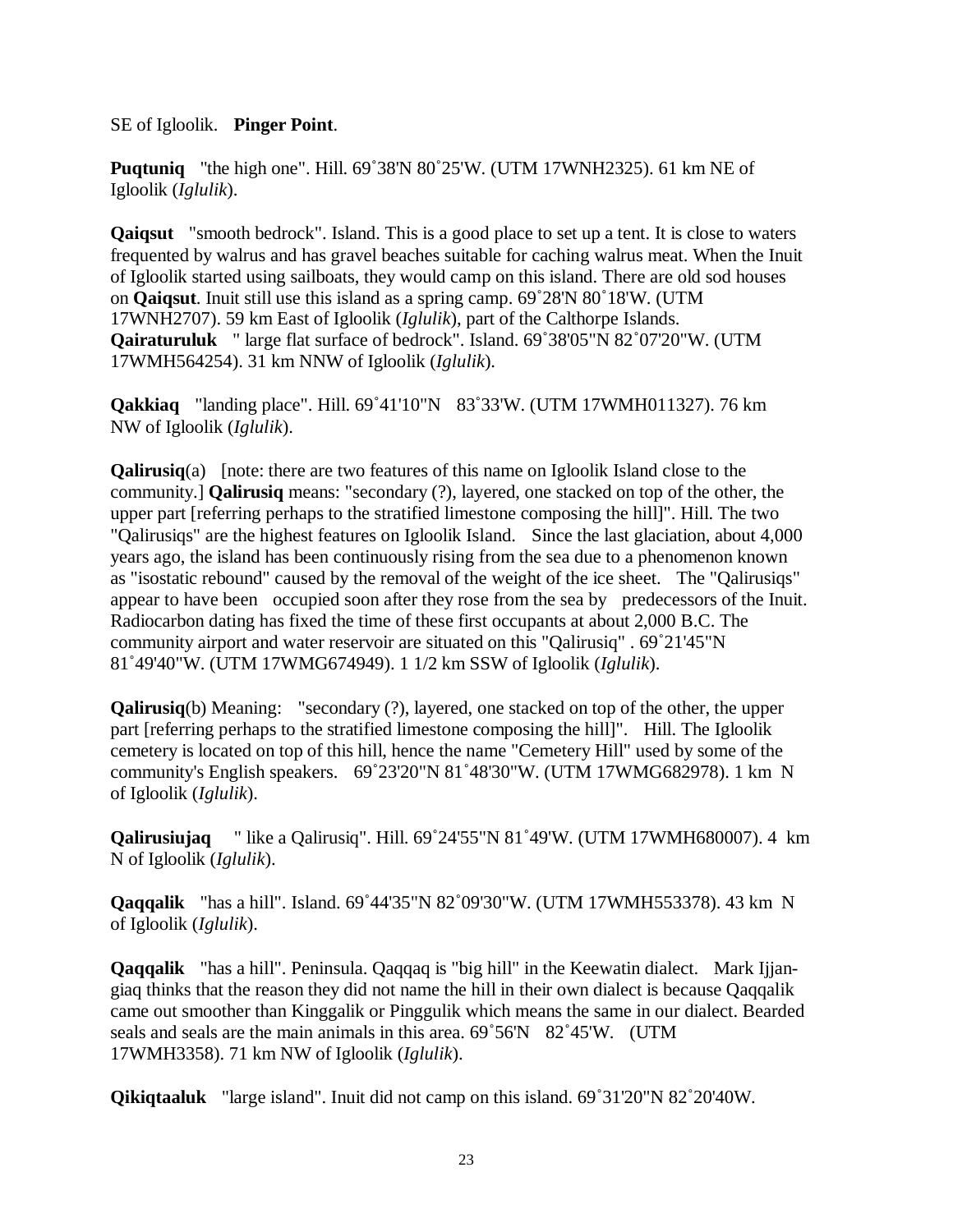SE of Igloolik. **Pinger Point**.

**Puqtuniq** "the high one". Hill. 69˚38'N 80˚25'W. (UTM 17WNH2325). 61 km NE of Igloolik (*Iglulik*).

**Qaiqsut** "smooth bedrock". Island. This is a good place to set up a tent. It is close to waters frequented by walrus and has gravel beaches suitable for caching walrus meat. When the Inuit of Igloolik started using sailboats, they would camp on this island. There are old sod houses on **Qaiqsut**. Inuit still use this island as a spring camp. 69˚28'N 80˚18'W. (UTM 17WNH2707). 59 km East of Igloolik (*Iglulik*), part of the Calthorpe Islands.
**Qairaturuluk** " large flat surface of bedrock". Island. 69˚38'05"N 82˚07'20"W. (UTM 17WMH564254). 31 km NNW of Igloolik (*Iglulik*).

**Qakkiaq** "landing place". Hill. 69˚41'10"N 83˚33'W. (UTM 17WMH011327). 76 km NW of Igloolik (*Iglulik*).

**Qalirusiq**(a) [note: there are two features of this name on Igloolik Island close to the community.] **Qalirusiq** means: "secondary (?), layered, one stacked on top of the other, the upper part [referring perhaps to the stratified limestone composing the hill]". Hill. The two "Qalirusiqs" are the highest features on Igloolik Island. Since the last glaciation, about 4,000 years ago, the island has been continuously rising from the sea due to a phenomenon known as "isostatic rebound" caused by the removal of the weight of the ice sheet. The "Qalirusiqs" appear to have been occupied soon after they rose from the sea by predecessors of the Inuit. Radiocarbon dating has fixed the time of these first occupants at about 2,000 B.C. The community airport and water reservoir are situated on this "Qalirusiq" . 69˚21'45"N 81˚49'40"W. (UTM 17WMG674949). 1 1/2 km SSW of Igloolik (*Iglulik*).

**Qalirusiq**(b) Meaning: "secondary (?), layered, one stacked on top of the other, the upper part [referring perhaps to the stratified limestone composing the hill]". Hill. The Igloolik cemetery is located on top of this hill, hence the name "Cemetery Hill" used by some of the community's English speakers. 69˚23'20"N 81˚48'30"W. (UTM 17WMG682978). 1 km N of Igloolik (*Iglulik*).

**Qalirusiujaq** " like a Qalirusiq". Hill. 69˚24'55"N 81˚49'W. (UTM 17WMH680007). 4 km N of Igloolik (*Iglulik*).

**Qaqqalik** "has a hill". Island. 69˚44'35"N 82˚09'30"W. (UTM 17WMH553378). 43 km N of Igloolik (*Iglulik*).

**Qaqqalik** "has a hill". Peninsula. Qaqqaq is "big hill" in the Keewatin dialect. Mark Ijjangiaq thinks that the reason they did not name the hill in their own dialect is because Qaqqalik came out smoother than Kinggalik or Pinggulik which means the same in our dialect. Bearded seals and seals are the main animals in this area. 69˚56'N 82˚45'W. (UTM 17WMH3358). 71 km NW of Igloolik (*Iglulik*).

**Qikiqtaaluk** "large island". Inuit did not camp on this island. 69˚31'20"N 82˚20'40W.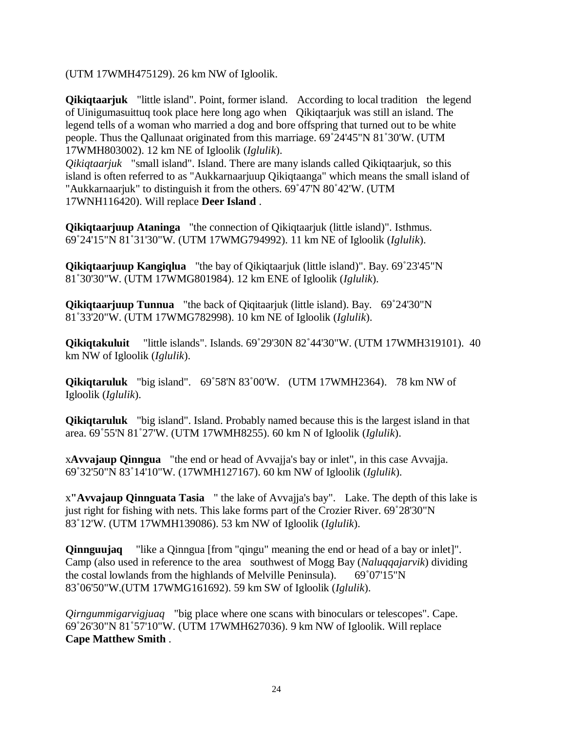(UTM 17WMH475129). 26 km NW of Igloolik.

**Qikiqtaarjuk** "little island". Point, former island. According to local tradition the legend of Uinigumasuittuq took place here long ago when Qikiqtaarjuk was still an island. The legend tells of a woman who married a dog and bore offspring that turned out to be white people. Thus the Qallunaat originated from this marriage. 69˚24'45"N 81˚30'W. (UTM 17WMH803002). 12 km NE of Igloolik (*Iglulik*).
*Qikiqtaarjuk* "small island". Island. There are many islands called Qikiqtaarjuk, so this island is often referred to as "Aukkarnaarjuup Qikiqtaanga" which means the small island of "Aukkarnaarjuk" to distinguish it from the others. 69˚47'N 80˚42'W. (UTM 17WNH116420). Will replace **Deer Island** .

**Qikiqtaarjuup Ataninga** "the connection of Qikiqtaarjuk (little island)". Isthmus. 69˚24'15"N 81˚31'30"W. (UTM 17WMG794992). 11 km NE of Igloolik (*Iglulik*).

**Qikiqtaarjuup Kangiqlua** "the bay of Qikiqtaarjuk (little island)". Bay. 69˚23'45"N 81˚30'30"W. (UTM 17WMG801984). 12 km ENE of Igloolik (*Iglulik*).

**Qikiqtaarjuup Tunnua** "the back of Qiqitaarjuk (little island). Bay. 69˚24'30"N 81˚33'20"W. (UTM 17WMG782998). 10 km NE of Igloolik (*Iglulik*).

**Qikiqtakuluit** "little islands". Islands. 69˚29'30N 82˚44'30"W. (UTM 17WMH319101). 40 km NW of Igloolik (*Iglulik*).

**Qikiqtaruluk** "big island". 69˚58'N 83˚00'W. (UTM 17WMH2364). 78 km NW of Igloolik (*Iglulik*).

**Qikiqtaruluk** "big island". Island. Probably named because this is the largest island in that area. 69˚55'N 81˚27'W. (UTM 17WMH8255). 60 km N of Igloolik (*Iglulik*).

x**Avvajaup Qinngua** "the end or head of Avvajja's bay or inlet", in this case Avvajja. 69˚32'50"N 83˚14'10"W. (17WMH127167). 60 km NW of Igloolik (*Iglulik*).

x**"Avvajaup Qinnguata Tasia** " the lake of Avvajja's bay". Lake. The depth of this lake is just right for fishing with nets. This lake forms part of the Crozier River. 69˚28'30"N 83˚12'W. (UTM 17WMH139086). 53 km NW of Igloolik (*Iglulik*).

**Qinnguujaq** "like a Qinngua [from "qingu" meaning the end or head of a bay or inlet]". Camp (also used in reference to the area southwest of Mogg Bay (*Naluqqajarvik*) dividing the costal lowlands from the highlands of Melville Peninsula). 69˚07'15"N 83˚06'50"W.(UTM 17WMG161692). 59 km SW of Igloolik (*Iglulik*).

*Qirngummigarvigjuaq* "big place where one scans with binoculars or telescopes". Cape. 69˚26'30"N 81˚57'10"W. (UTM 17WMH627036). 9 km NW of Igloolik. Will replace **Cape Matthew Smith** .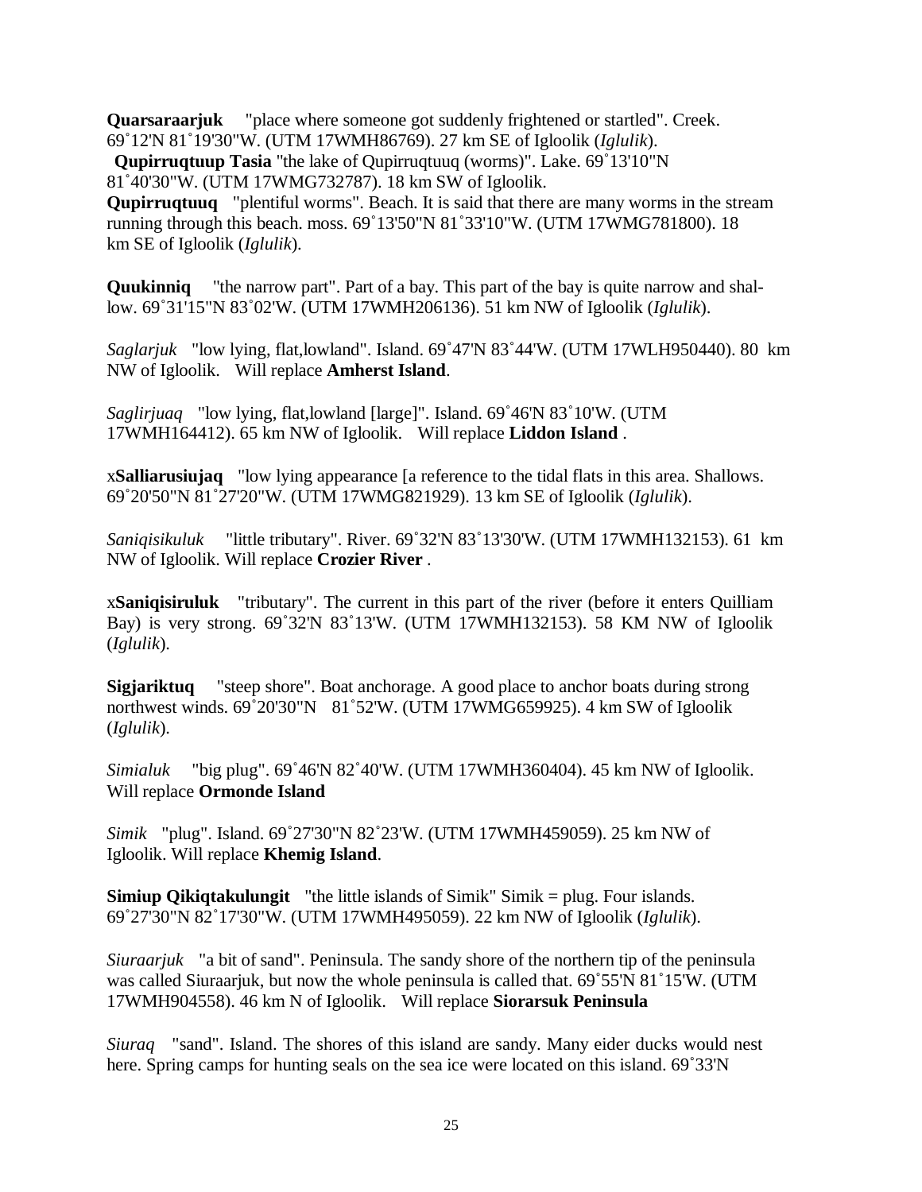**Quarsaraarjuk** "place where someone got suddenly frightened or startled". Creek. 69˚12'N 81˚19'30"W. (UTM 17WMH86769). 27 km SE of Igloolik (*Iglulik*).
**Qupirruqtuup Tasia** "the lake of Qupirruqtuuq (worms)". Lake. 69˚13'10"N 81˚40'30"W. (UTM 17WMG732787). 18 km SW of Igloolik.
**Qupirruqtuuq** "plentiful worms". Beach. It is said that there are many worms in the stream running through this beach. moss. 69˚13'50"N 81˚33'10"W. (UTM 17WMG781800). 18 km SE of Igloolik (*Iglulik*).

**Quukinniq** "the narrow part". Part of a bay. This part of the bay is quite narrow and shallow. 69˚31'15"N 83˚02'W. (UTM 17WMH206136). 51 km NW of Igloolik (*Iglulik*).

*Saglarjuk* "low lying, flat,lowland". Island. 69˚47'N 83˚44'W. (UTM 17WLH950440). 80 km NW of Igloolik. Will replace **Amherst Island**.

*Saglirjuaq* "low lying, flat,lowland [large]". Island. 69˚46'N 83˚10'W. (UTM 17WMH164412). 65 km NW of Igloolik. Will replace **Liddon Island** .

x**Salliarusiujaq** "low lying appearance [a reference to the tidal flats in this area. Shallows. 69˚20'50"N 81˚27'20"W. (UTM 17WMG821929). 13 km SE of Igloolik (*Iglulik*).

*Saniqisikuluk* "little tributary". River. 69˚32'N 83˚13'30'W. (UTM 17WMH132153). 61 km NW of Igloolik. Will replace **Crozier River** .

x**Saniqisiruluk** "tributary". The current in this part of the river (before it enters Quilliam Bay) is very strong. 69˚32'N 83˚13'W. (UTM 17WMH132153). 58 KM NW of Igloolik (*Iglulik*).

**Sigjariktuq** "steep shore". Boat anchorage. A good place to anchor boats during strong northwest winds. 69˚20'30"N 81˚52'W. (UTM 17WMG659925). 4 km SW of Igloolik (*Iglulik*).

*Simialuk* "big plug". 69˚46'N 82˚40'W. (UTM 17WMH360404). 45 km NW of Igloolik. Will replace **Ormonde Island**

*Simik* "plug". Island. 69˚27'30"N 82˚23'W. (UTM 17WMH459059). 25 km NW of Igloolik. Will replace **Khemig Island**.

**Simiup Qikiqtakulungit** "the little islands of Simik" Simik = plug. Four islands. 69˚27'30"N 82˚17'30"W. (UTM 17WMH495059). 22 km NW of Igloolik (*Iglulik*).

*Siuraarjuk* "a bit of sand". Peninsula. The sandy shore of the northern tip of the peninsula was called Siuraarjuk, but now the whole peninsula is called that. 69˚55'N 81˚15'W. (UTM 17WMH904558). 46 km N of Igloolik. Will replace **Siorarsuk Peninsula**

*Siuraq* "sand". Island. The shores of this island are sandy. Many eider ducks would nest here. Spring camps for hunting seals on the sea ice were located on this island. 69˚33'N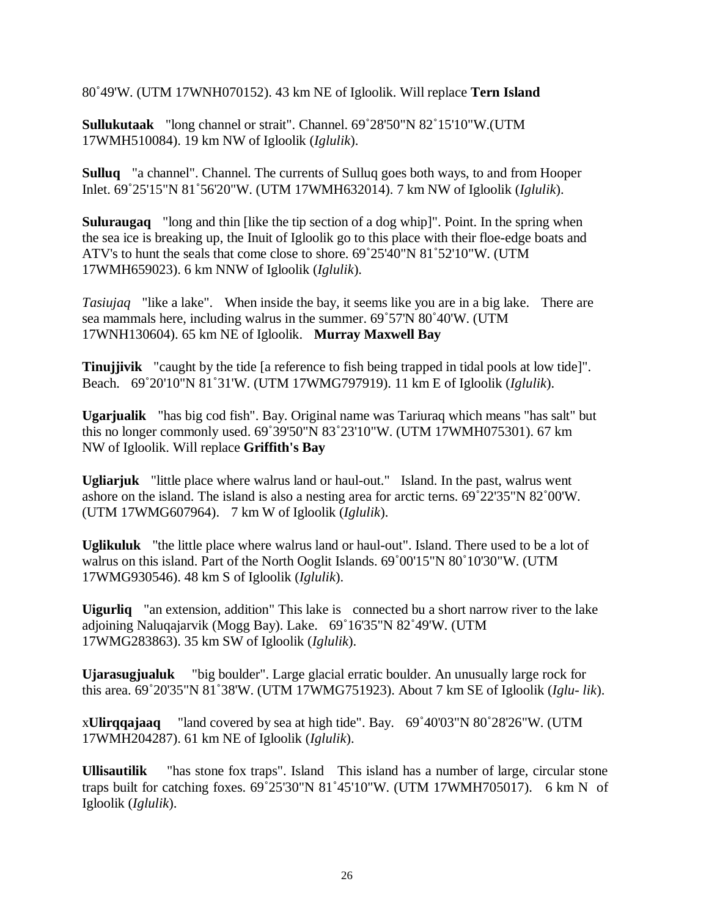80˚49'W. (UTM 17WNH070152). 43 km NE of Igloolik. Will replace **Tern Island**

**Sullukutaak** "long channel or strait". Channel. 69˚28'50"N 82˚15'10"W.(UTM 17WMH510084). 19 km NW of Igloolik (*Iglulik*).

**Sulluq** "a channel". Channel. The currents of Sulluq goes both ways, to and from Hooper Inlet. 69˚25'15"N 81˚56'20"W. (UTM 17WMH632014). 7 km NW of Igloolik (*Iglulik*).

**Suluraugaq** "long and thin [like the tip section of a dog whip]". Point. In the spring when the sea ice is breaking up, the Inuit of Igloolik go to this place with their floe-edge boats and ATV's to hunt the seals that come close to shore. 69˚25'40"N 81˚52'10"W. (UTM 17WMH659023). 6 km NNW of Igloolik (*Iglulik*).

*Tasiujaq* "like a lake". When inside the bay, it seems like you are in a big lake. There are sea mammals here, including walrus in the summer. 69˚57'N 80˚40'W. (UTM 17WNH130604). 65 km NE of Igloolik. **Murray Maxwell Bay**

**Tinujjivik** "caught by the tide [a reference to fish being trapped in tidal pools at low tide]". Beach. 69˚20'10"N 81˚31'W. (UTM 17WMG797919). 11 km E of Igloolik (*Iglulik*).

**Ugarjualik** "has big cod fish". Bay. Original name was Tariuraq which means "has salt" but this no longer commonly used. 69˚39'50"N 83˚23'10"W. (UTM 17WMH075301). 67 km NW of Igloolik. Will replace **Griffith's Bay**

**Ugliarjuk** "little place where walrus land or haul-out." Island. In the past, walrus went ashore on the island. The island is also a nesting area for arctic terns. 69˚22'35"N 82˚00'W. (UTM 17WMG607964). 7 km W of Igloolik (*Iglulik*).

**Uglikuluk** "the little place where walrus land or haul-out". Island. There used to be a lot of walrus on this island. Part of the North Ooglit Islands. 69˚00'15"N 80˚10'30"W. (UTM 17WMG930546). 48 km S of Igloolik (*Iglulik*).

**Uigurliq** "an extension, addition" This lake is connected bu a short narrow river to the lake adjoining Naluqajarvik (Mogg Bay). Lake. 69˚16'35"N 82˚49'W. (UTM 17WMG283863). 35 km SW of Igloolik (*Iglulik*).

**Ujarasugjualuk** "big boulder". Large glacial erratic boulder. An unusually large rock for this area. 69˚20'35"N 81˚38'W. (UTM 17WMG751923). About 7 km SE of Igloolik (*Iglu- lik*).

x**Ulirqqajaaq** "land covered by sea at high tide". Bay. 69˚40'03"N 80˚28'26"W. (UTM 17WMH204287). 61 km NE of Igloolik (*Iglulik*).

**Ullisautilik** "has stone fox traps". Island This island has a number of large, circular stone traps built for catching foxes. 69˚25'30"N 81˚45'10"W. (UTM 17WMH705017). 6 km N of Igloolik (*Iglulik*).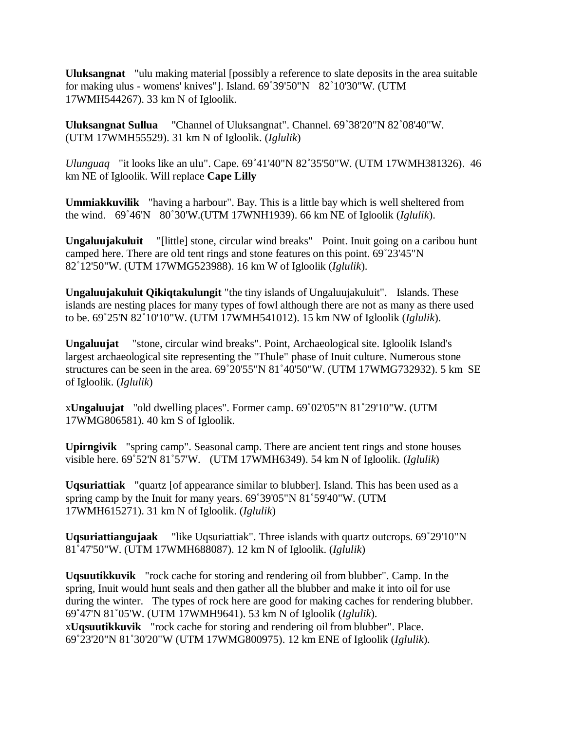**Uluksangnat** "ulu making material [possibly a reference to slate deposits in the area suitable for making ulus - womens' knives"]. Island. 69˚39'50"N 82˚10'30"W. (UTM 17WMH544267). 33 km N of Igloolik.

**Uluksangnat Sullua** "Channel of Uluksangnat". Channel. 69˚38'20"N 82˚08'40"W. (UTM 17WMH55529). 31 km N of Igloolik. (*Iglulik*)

*Ulunguaq* "it looks like an ulu". Cape. 69˚41'40"N 82˚35'50"W. (UTM 17WMH381326). 46 km NE of Igloolik. Will replace **Cape Lilly**

**Ummiakkuvilik** "having a harbour". Bay. This is a little bay which is well sheltered from the wind. 69˚46'N 80˚30'W.(UTM 17WNH1939). 66 km NE of Igloolik (*Iglulik*).

**Ungaluujakuluit** "[little] stone, circular wind breaks" Point. Inuit going on a caribou hunt camped here. There are old tent rings and stone features on this point. 69˚23'45"N 82˚12'50"W. (UTM 17WMG523988). 16 km W of Igloolik (*Iglulik*).

**Ungaluujakuluit Qikiqtakulungit** "the tiny islands of Ungaluujakuluit". Islands. These islands are nesting places for many types of fowl although there are not as many as there used to be. 69˚25'N 82˚10'10"W. (UTM 17WMH541012). 15 km NW of Igloolik (*Iglulik*).

**Ungaluujat** "stone, circular wind breaks". Point, Archaeological site. Igloolik Island's largest archaeological site representing the "Thule" phase of Inuit culture. Numerous stone structures can be seen in the area. 69˚20'55"N 81˚40'50"W. (UTM 17WMG732932). 5 km SE of Igloolik. (*Iglulik*)

x**Ungaluujat** "old dwelling places". Former camp. 69˚02'05"N 81˚29'10"W. (UTM 17WMG806581). 40 km S of Igloolik.

**Upirngivik** "spring camp". Seasonal camp. There are ancient tent rings and stone houses visible here. 69˚52'N 81˚57'W. (UTM 17WMH6349). 54 km N of Igloolik. (*Iglulik*)

**Uqsuriattiak** "quartz [of appearance similar to blubber]. Island. This has been used as a spring camp by the Inuit for many years. 69˚39'05"N 81˚59'40"W. (UTM 17WMH615271). 31 km N of Igloolik. (*Iglulik*)

**Uqsuriattiangujaak** "like Uqsuriattiak". Three islands with quartz outcrops. 69˚29'10"N 81˚47'50"W. (UTM 17WMH688087). 12 km N of Igloolik. (*Iglulik*)

**Uqsuutikkuvik** "rock cache for storing and rendering oil from blubber". Camp. In the spring, Inuit would hunt seals and then gather all the blubber and make it into oil for use during the winter. The types of rock here are good for making caches for rendering blubber. 69˚47'N 81˚05'W. (UTM 17WMH9641). 53 km N of Igloolik (*Iglulik*).
x**Uqsuutikkuvik** "rock cache for storing and rendering oil from blubber". Place. 69˚23'20"N 81˚30'20"W (UTM 17WMG800975). 12 km ENE of Igloolik (*Iglulik*).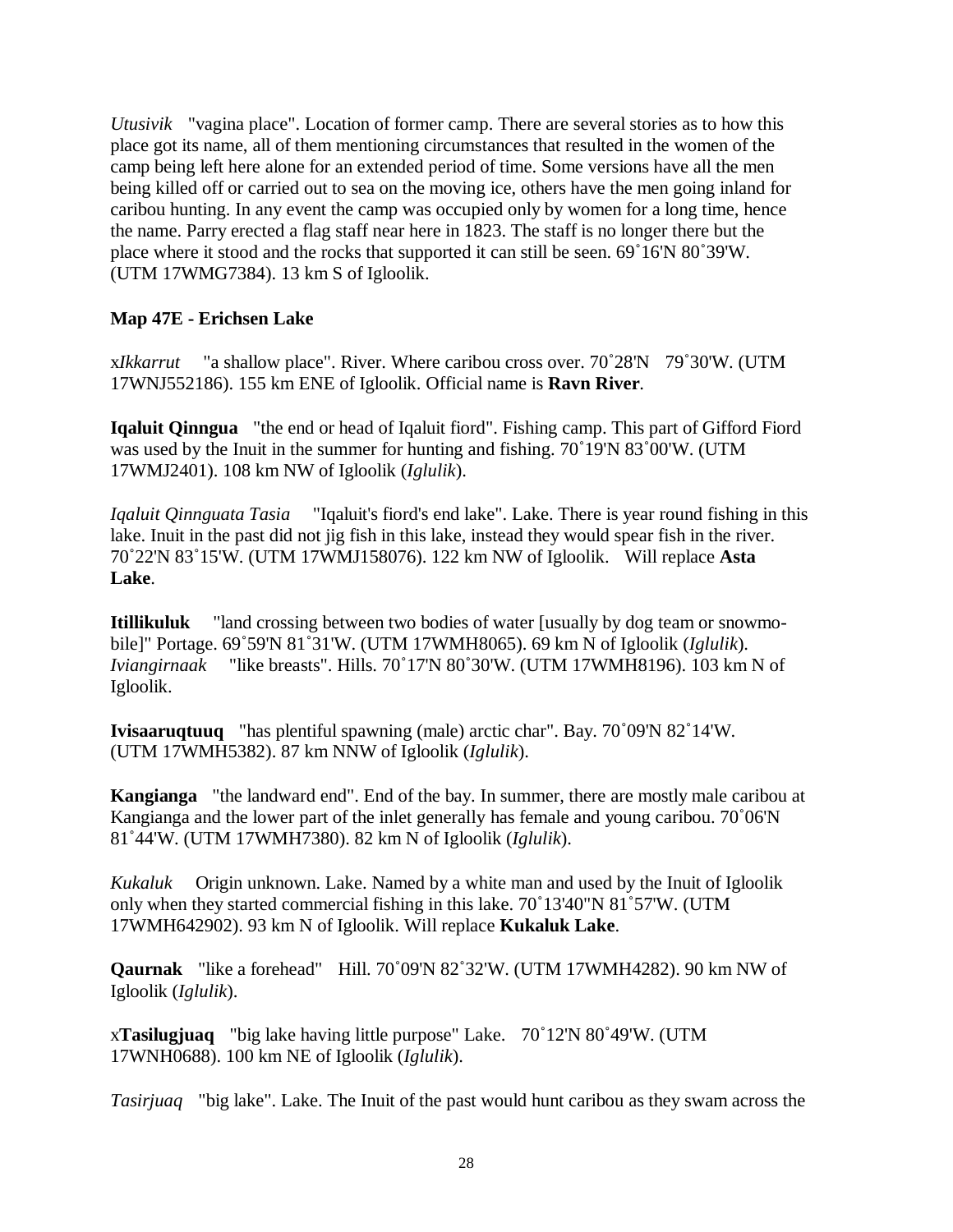*Utusivik* "vagina place". Location of former camp. There are several stories as to how this place got its name, all of them mentioning circumstances that resulted in the women of the camp being left here alone for an extended period of time. Some versions have all the men being killed off or carried out to sea on the moving ice, others have the men going inland for caribou hunting. In any event the camp was occupied only by women for a long time, hence the name. Parry erected a flag staff near here in 1823. The staff is no longer there but the place where it stood and the rocks that supported it can still be seen. 69˚16'N 80˚39'W. (UTM 17WMG7384). 13 km S of Igloolik.

**Map 47E - Erichsen Lake**

x*Ikkarrut* "a shallow place". River. Where caribou cross over. 70˚28'N 79˚30'W. (UTM 17WNJ552186). 155 km ENE of Igloolik. Official name is **Ravn River**.

**Iqaluit Qinngua** "the end or head of Iqaluit fiord". Fishing camp. This part of Gifford Fiord was used by the Inuit in the summer for hunting and fishing. 70˚19'N 83˚00'W. (UTM 17WMJ2401). 108 km NW of Igloolik (*Iglulik*).

*Iqaluit Qinnguata Tasia* "Iqaluit's fiord's end lake". Lake. There is year round fishing in this lake. Inuit in the past did not jig fish in this lake, instead they would spear fish in the river. 70˚22'N 83˚15'W. (UTM 17WMJ158076). 122 km NW of Igloolik. Will replace **Asta Lake**.

**Itillikuluk** "land crossing between two bodies of water [usually by dog team or snowmobile]" Portage. 69˚59'N 81˚31'W. (UTM 17WMH8065). 69 km N of Igloolik (*Iglulik*).
*Iviangirnaak* "like breasts". Hills. 70˚17'N 80˚30'W. (UTM 17WMH8196). 103 km N of Igloolik.

**Ivisaaruqtuuq** "has plentiful spawning (male) arctic char". Bay. 70˚09'N 82˚14'W. (UTM 17WMH5382). 87 km NNW of Igloolik (*Iglulik*).

**Kangianga** "the landward end". End of the bay. In summer, there are mostly male caribou at Kangianga and the lower part of the inlet generally has female and young caribou. 70˚06'N 81˚44'W. (UTM 17WMH7380). 82 km N of Igloolik (*Iglulik*).

*Kukaluk* Origin unknown. Lake. Named by a white man and used by the Inuit of Igloolik only when they started commercial fishing in this lake. 70˚13'40"N 81˚57'W. (UTM 17WMH642902). 93 km N of Igloolik. Will replace **Kukaluk Lake**.

**Qaurnak** "like a forehead" Hill. 70˚09'N 82˚32'W. (UTM 17WMH4282). 90 km NW of Igloolik (*Iglulik*).

x**Tasilugjuaq** "big lake having little purpose" Lake. 70˚12'N 80˚49'W. (UTM 17WNH0688). 100 km NE of Igloolik (*Iglulik*).

*Tasirjuaq* "big lake". Lake. The Inuit of the past would hunt caribou as they swam across the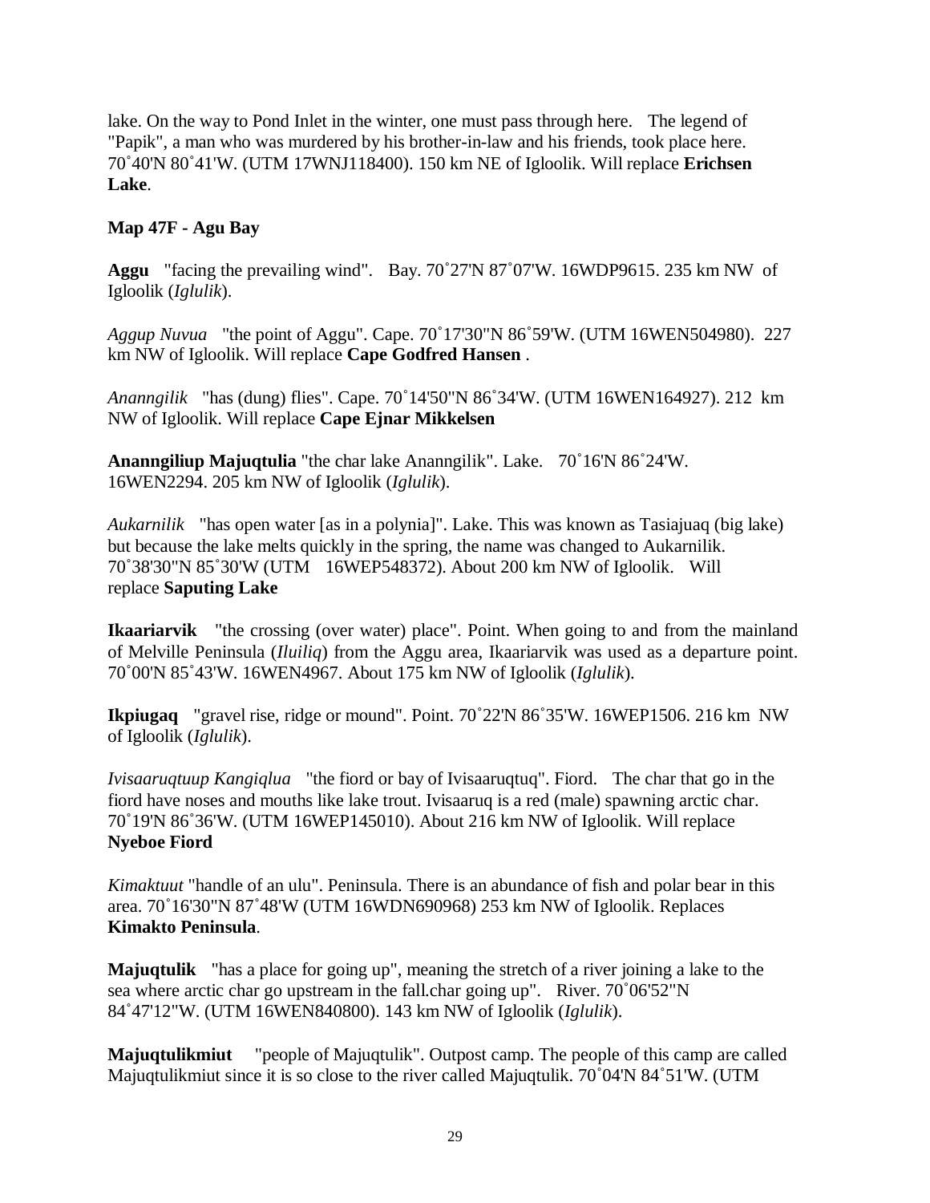lake. On the way to Pond Inlet in the winter, one must pass through here. The legend of "Papik", a man who was murdered by his brother-in-law and his friends, took place here. 70˚40'N 80˚41'W. (UTM 17WNJ118400). 150 km NE of Igloolik. Will replace **Erichsen Lake**.

**Map 47F - Agu Bay**

**Aggu** "facing the prevailing wind". Bay. 70˚27'N 87˚07'W. 16WDP9615. 235 km NW of Igloolik (*Iglulik*).

*Aggup Nuvua* "the point of Aggu". Cape. 70˚17'30"N 86˚59'W. (UTM 16WEN504980). 227 km NW of Igloolik. Will replace **Cape Godfred Hansen** .

*Ananngilik* "has (dung) flies". Cape. 70˚14'50"N 86˚34'W. (UTM 16WEN164927). 212 km NW of Igloolik. Will replace **Cape Ejnar Mikkelsen**

**Ananngiliup Majuqtulia** "the char lake Ananngilik". Lake. 70˚16'N 86˚24'W. 16WEN2294. 205 km NW of Igloolik (*Iglulik*).

*Aukarnilik* "has open water [as in a polynia]". Lake. This was known as Tasiajuaq (big lake) but because the lake melts quickly in the spring, the name was changed to Aukarnilik. 70˚38'30"N 85˚30'W (UTM 16WEP548372). About 200 km NW of Igloolik. Will replace **Saputing Lake**

**Ikaariarvik** "the crossing (over water) place". Point. When going to and from the mainland of Melville Peninsula (*Iluiliq*) from the Aggu area, Ikaariarvik was used as a departure point. 70˚00'N 85˚43'W. 16WEN4967. About 175 km NW of Igloolik (*Iglulik*).

**Ikpiugaq** "gravel rise, ridge or mound". Point. 70˚22'N 86˚35'W. 16WEP1506. 216 km NW of Igloolik (*Iglulik*).

*Ivisaaruqtuup Kangiqlua* "the fiord or bay of Ivisaaruqtuq". Fiord. The char that go in the fiord have noses and mouths like lake trout. Ivisaaruq is a red (male) spawning arctic char. 70˚19'N 86˚36'W. (UTM 16WEP145010). About 216 km NW of Igloolik. Will replace **Nyeboe Fiord**

*Kimaktuut* "handle of an ulu". Peninsula. There is an abundance of fish and polar bear in this area. 70˚16'30"N 87˚48'W (UTM 16WDN690968) 253 km NW of Igloolik. Replaces **Kimakto Peninsula**.

**Majuqtulik** "has a place for going up", meaning the stretch of a river joining a lake to the sea where arctic char go upstream in the fall.char going up". River. 70˚06'52"N 84˚47'12"W. (UTM 16WEN840800). 143 km NW of Igloolik (*Iglulik*).

**Majuqtulikmiut** "people of Majuqtulik". Outpost camp. The people of this camp are called Majuqtulikmiut since it is so close to the river called Majuqtulik. 70˚04'N 84˚51'W. (UTM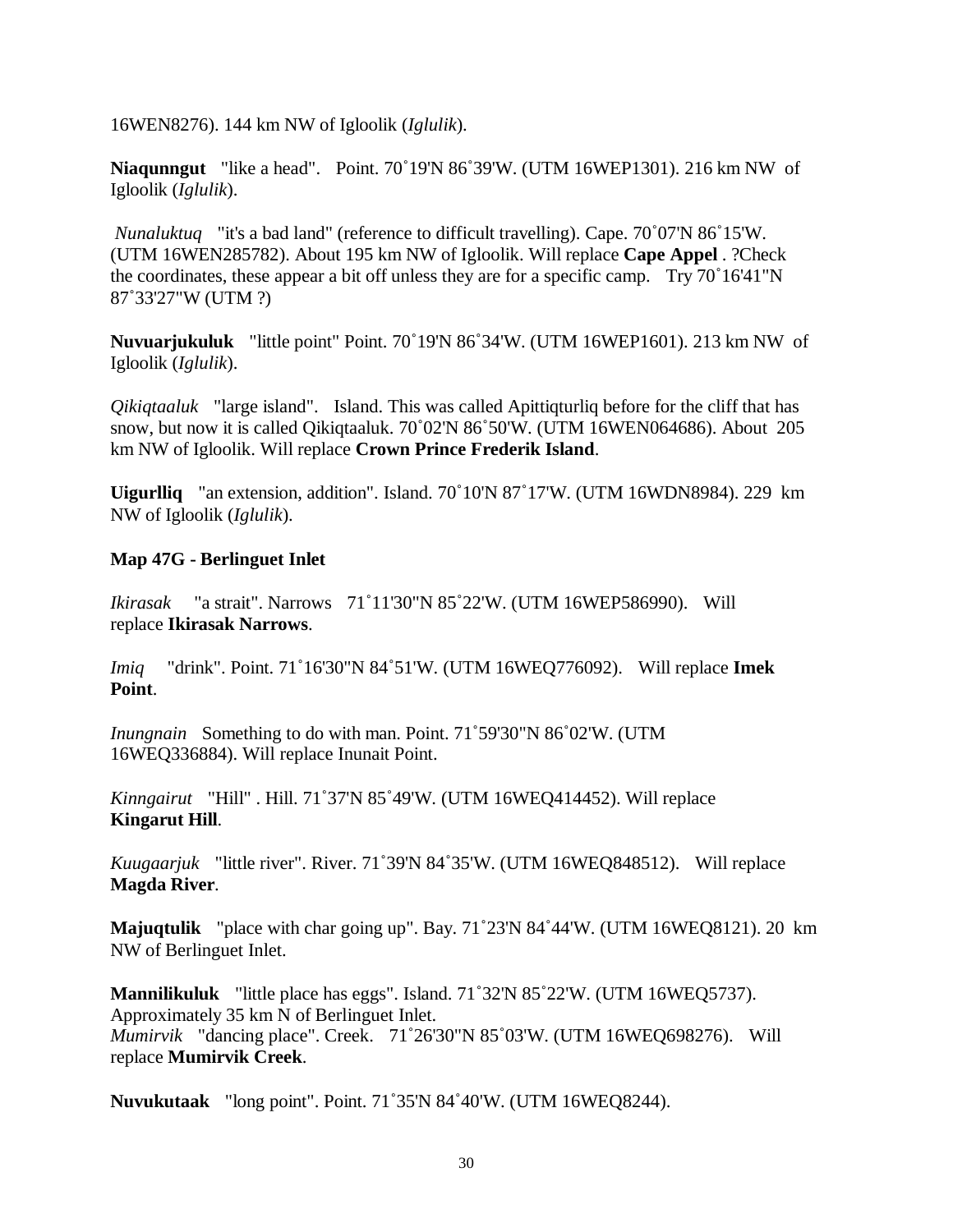16WEN8276). 144 km NW of Igloolik (*Iglulik*).

**Niaqunngut** "like a head". Point. 70˚19'N 86˚39'W. (UTM 16WEP1301). 216 km NW of Igloolik (*Iglulik*).

*Nunaluktuq* "it's a bad land" (reference to difficult travelling). Cape. 70˚07'N 86˚15'W. (UTM 16WEN285782). About 195 km NW of Igloolik. Will replace **Cape Appel** . ?Check the coordinates, these appear a bit off unless they are for a specific camp. Try 70˚16'41"N 87˚33'27"W (UTM ?)

**Nuvuarjukuluk** "little point" Point. 70˚19'N 86˚34'W. (UTM 16WEP1601). 213 km NW of Igloolik (*Iglulik*).

*Qikiqtaaluk* "large island". Island. This was called Apittiqturliq before for the cliff that has snow, but now it is called Qikiqtaaluk. 70˚02'N 86˚50'W. (UTM 16WEN064686). About 205 km NW of Igloolik. Will replace **Crown Prince Frederik Island**.

**Uigurlliq** "an extension, addition". Island. 70˚10'N 87˚17'W. (UTM 16WDN8984). 229 km NW of Igloolik (*Iglulik*).

**Map 47G - Berlinguet Inlet**

*Ikirasak* "a strait". Narrows 71˚11'30"N 85˚22'W. (UTM 16WEP586990). Will replace **Ikirasak Narrows**.

*Imiq* "drink". Point. 71˚16'30"N 84˚51'W. (UTM 16WEQ776092). Will replace **Imek Point**.

*Inungnain* Something to do with man. Point. 71˚59'30"N 86˚02'W. (UTM 16WEQ336884). Will replace Inunait Point.

*Kinngairut* "Hill" . Hill. 71˚37'N 85˚49'W. (UTM 16WEQ414452). Will replace **Kingarut Hill**.

*Kuugaarjuk* "little river". River. 71˚39'N 84˚35'W. (UTM 16WEQ848512). Will replace **Magda River**.

**Majuqtulik** "place with char going up". Bay. 71˚23'N 84˚44'W. (UTM 16WEQ8121). 20 km NW of Berlinguet Inlet.

**Mannilikuluk** "little place has eggs". Island. 71˚32'N 85˚22'W. (UTM 16WEQ5737). Approximately 35 km N of Berlinguet Inlet.

*Mumirvik* "dancing place". Creek. 71˚26'30"N 85˚03'W. (UTM 16WEQ698276). Will replace **Mumirvik Creek**.

**Nuvukutaak** "long point". Point. 71˚35'N 84˚40'W. (UTM 16WEQ8244).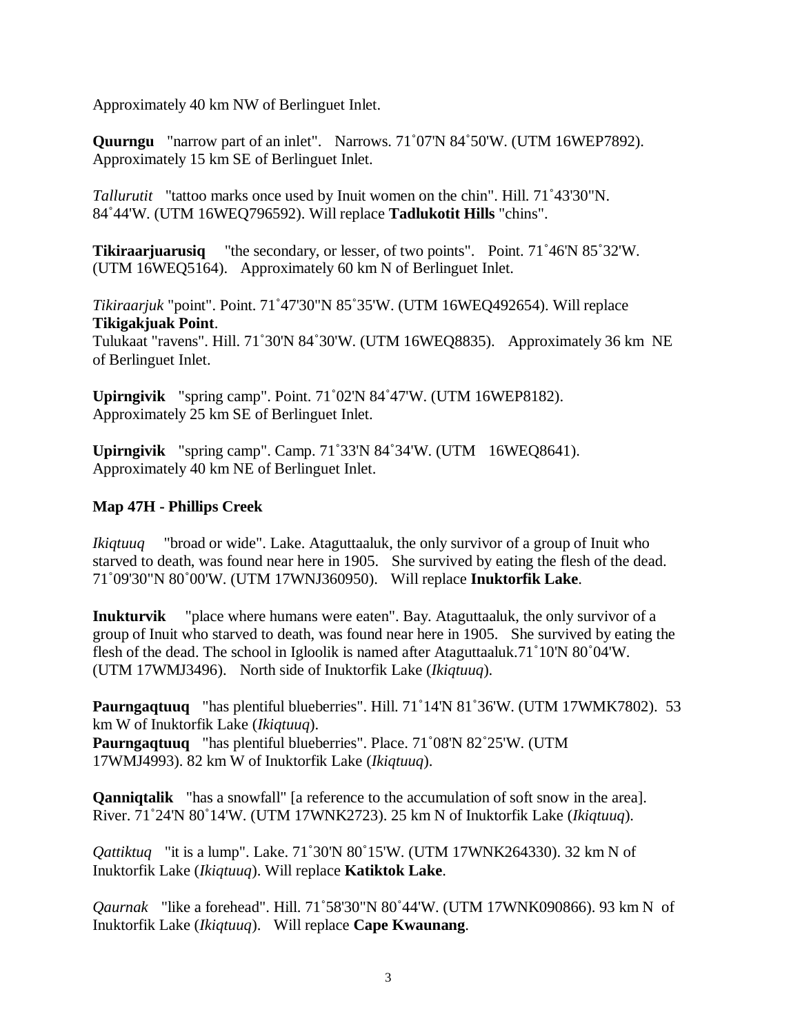Approximately 40 km NW of Berlinguet Inlet.

**Quurngu** "narrow part of an inlet". Narrows. 71˚07'N 84˚50'W. (UTM 16WEP7892). Approximately 15 km SE of Berlinguet Inlet.

*Tallurutit* "tattoo marks once used by Inuit women on the chin". Hill. 71˚43'30"N. 84˚44'W. (UTM 16WEQ796592). Will replace **Tadlukotit Hills** "chins".

**Tikiraarjuarusiq** "the secondary, or lesser, of two points". Point. 71˚46'N 85˚32'W. (UTM 16WEQ5164). Approximately 60 km N of Berlinguet Inlet.

*Tikiraarjuk* "point". Point. 71˚47'30"N 85˚35'W. (UTM 16WEQ492654). Will replace **Tikigakjuak Point**.
Tulukaat "ravens". Hill. 71˚30'N 84˚30'W. (UTM 16WEQ8835). Approximately 36 km NE of Berlinguet Inlet.

**Upirngivik** "spring camp". Point. 71˚02'N 84˚47'W. (UTM 16WEP8182). Approximately 25 km SE of Berlinguet Inlet.

**Upirngivik** "spring camp". Camp. 71˚33'N 84˚34'W. (UTM 16WEQ8641). Approximately 40 km NE of Berlinguet Inlet.

**Map 47H - Phillips Creek**

*Ikiqtuuq* "broad or wide". Lake. Ataguttaaluk, the only survivor of a group of Inuit who starved to death, was found near here in 1905. She survived by eating the flesh of the dead. 71˚09'30"N 80˚00'W. (UTM 17WNJ360950). Will replace **Inuktorfik Lake**.

**Inukturvik** "place where humans were eaten". Bay. Ataguttaaluk, the only survivor of a group of Inuit who starved to death, was found near here in 1905. She survived by eating the flesh of the dead. The school in Igloolik is named after Ataguttaaluk.71˚10'N 80˚04'W. (UTM 17WMJ3496). North side of Inuktorfik Lake (*Ikiqtuuq*).

**Paurngaqtuuq** "has plentiful blueberries". Hill. 71˚14'N 81˚36'W. (UTM 17WMK7802). 53 km W of Inuktorfik Lake (*Ikiqtuuq*).
**Paurngaqtuuq** "has plentiful blueberries". Place. 71˚08'N 82˚25'W. (UTM 17WMJ4993). 82 km W of Inuktorfik Lake (*Ikiqtuuq*).

**Qanniqtalik** "has a snowfall" [a reference to the accumulation of soft snow in the area]. River. 71˚24'N 80˚14'W. (UTM 17WNK2723). 25 km N of Inuktorfik Lake (*Ikiqtuuq*).

*Qattiktuq* "it is a lump". Lake. 71˚30'N 80˚15'W. (UTM 17WNK264330). 32 km N of Inuktorfik Lake (*Ikiqtuuq*). Will replace **Katiktok Lake**.

*Qaurnak* "like a forehead". Hill. 71˚58'30"N 80˚44'W. (UTM 17WNK090866). 93 km N of Inuktorfik Lake (*Ikiqtuuq*). Will replace **Cape Kwaunang**.